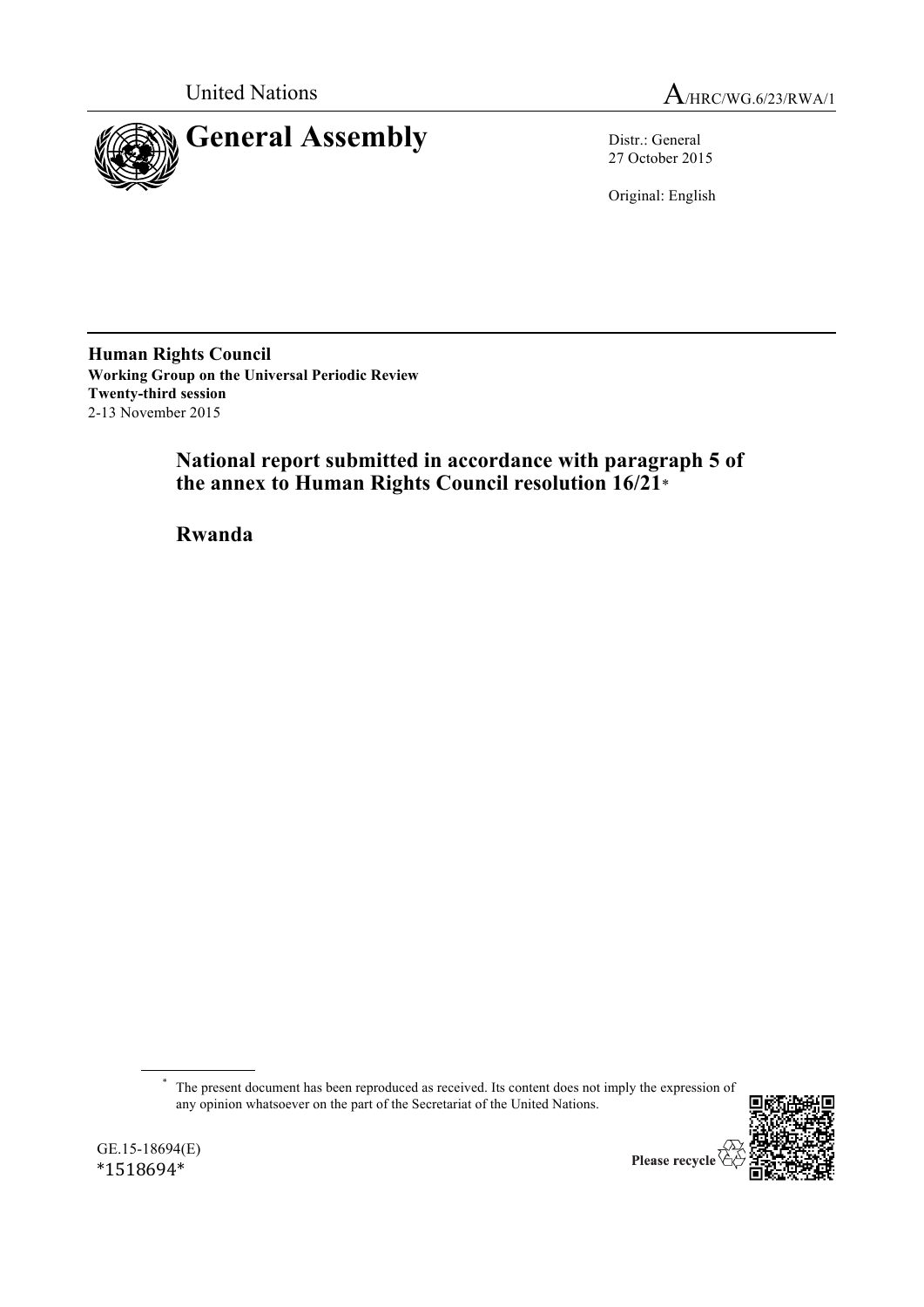United Nations

A/HRC/WG.6/23/RWA/1

# General Assembly

Distr.: General
27 October 2015

Original: English

**Human Rights Council**
**Working Group on the Universal Periodic Review**
**Twenty-third session**
2-13 November 2015

## National report submitted in accordance with paragraph 5 of the annex to Human Rights Council resolution 16/21*

## Rwanda

\* The present document has been reproduced as received. Its content does not imply the expression of any opinion whatsoever on the part of the Secretariat of the United Nations.

GE.15-18694(E)
\*1518694\*

Please recycle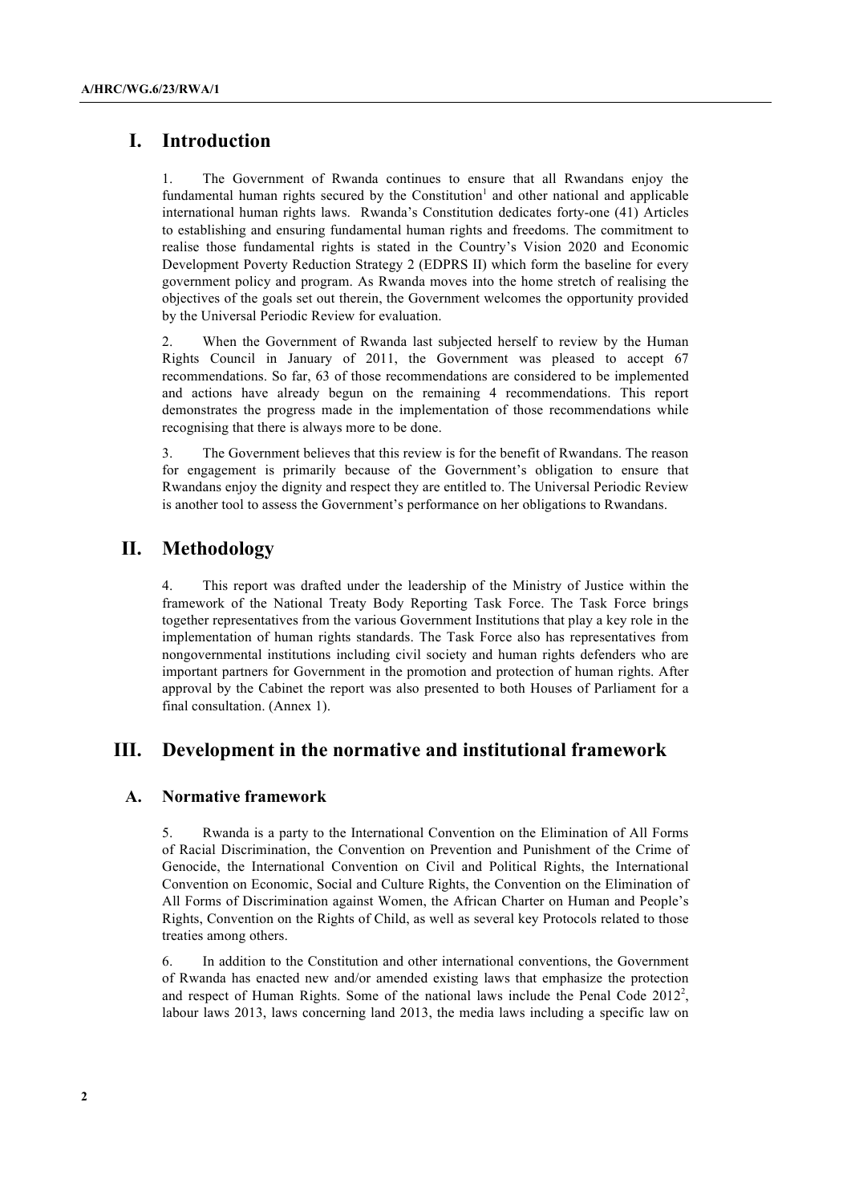# I. Introduction

1. The Government of Rwanda continues to ensure that all Rwandans enjoy the fundamental human rights secured by the Constitution[1] and other national and applicable international human rights laws. Rwanda's Constitution dedicates forty-one (41) Articles to establishing and ensuring fundamental human rights and freedoms. The commitment to realise those fundamental rights is stated in the Country's Vision 2020 and Economic Development Poverty Reduction Strategy 2 (EDPRS II) which form the baseline for every government policy and program. As Rwanda moves into the home stretch of realising the objectives of the goals set out therein, the Government welcomes the opportunity provided by the Universal Periodic Review for evaluation.

2. When the Government of Rwanda last subjected herself to review by the Human Rights Council in January of 2011, the Government was pleased to accept 67 recommendations. So far, 63 of those recommendations are considered to be implemented and actions have already begun on the remaining 4 recommendations. This report demonstrates the progress made in the implementation of those recommendations while recognising that there is always more to be done.

3. The Government believes that this review is for the benefit of Rwandans. The reason for engagement is primarily because of the Government's obligation to ensure that Rwandans enjoy the dignity and respect they are entitled to. The Universal Periodic Review is another tool to assess the Government's performance on her obligations to Rwandans.

# II. Methodology

4. This report was drafted under the leadership of the Ministry of Justice within the framework of the National Treaty Body Reporting Task Force. The Task Force brings together representatives from the various Government Institutions that play a key role in the implementation of human rights standards. The Task Force also has representatives from nongovernmental institutions including civil society and human rights defenders who are important partners for Government in the promotion and protection of human rights. After approval by the Cabinet the report was also presented to both Houses of Parliament for a final consultation. (Annex 1).

# III. Development in the normative and institutional framework

## A. Normative framework

5. Rwanda is a party to the International Convention on the Elimination of All Forms of Racial Discrimination, the Convention on Prevention and Punishment of the Crime of Genocide, the International Convention on Civil and Political Rights, the International Convention on Economic, Social and Culture Rights, the Convention on the Elimination of All Forms of Discrimination against Women, the African Charter on Human and People's Rights, Convention on the Rights of Child, as well as several key Protocols related to those treaties among others.

6. In addition to the Constitution and other international conventions, the Government of Rwanda has enacted new and/or amended existing laws that emphasize the protection and respect of Human Rights. Some of the national laws include the Penal Code 2012[2], labour laws 2013, laws concerning land 2013, the media laws including a specific law on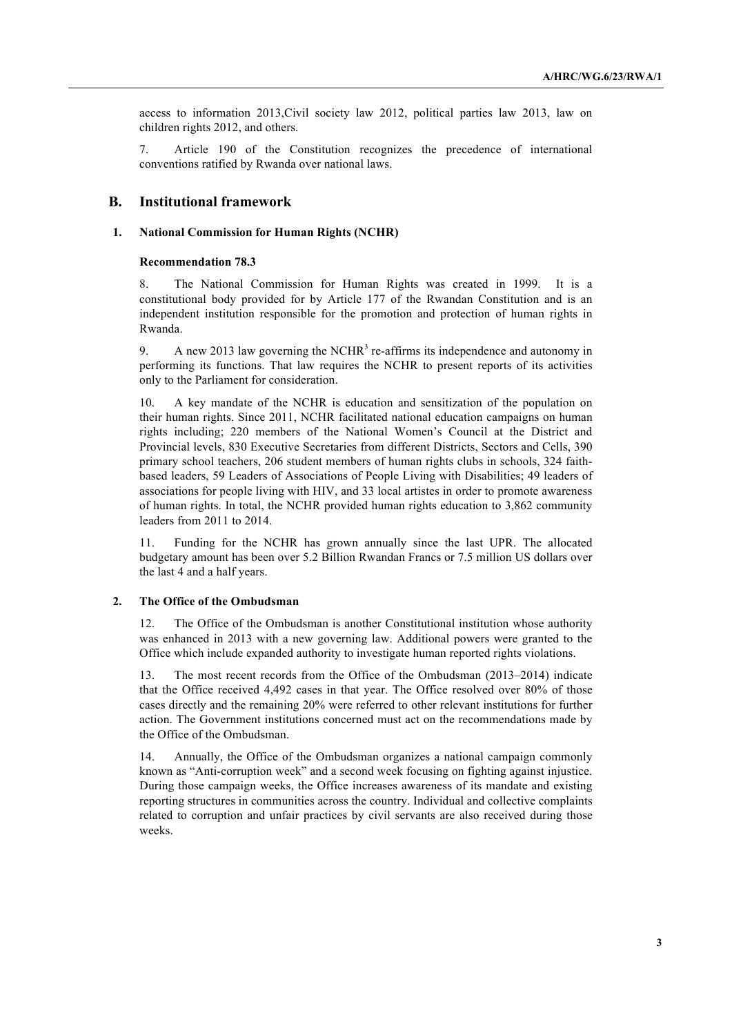access to information 2013,Civil society law 2012, political parties law 2013, law on children rights 2012, and others.

7. Article 190 of the Constitution recognizes the precedence of international conventions ratified by Rwanda over national laws.

## B. Institutional framework

### 1. National Commission for Human Rights (NCHR)

#### Recommendation 78.3

8. The National Commission for Human Rights was created in 1999. It is a constitutional body provided for by Article 177 of the Rwandan Constitution and is an independent institution responsible for the promotion and protection of human rights in Rwanda.

9. A new 2013 law governing the NCHR[3] re-affirms its independence and autonomy in performing its functions. That law requires the NCHR to present reports of its activities only to the Parliament for consideration.

10. A key mandate of the NCHR is education and sensitization of the population on their human rights. Since 2011, NCHR facilitated national education campaigns on human rights including; 220 members of the National Women's Council at the District and Provincial levels, 830 Executive Secretaries from different Districts, Sectors and Cells, 390 primary school teachers, 206 student members of human rights clubs in schools, 324 faith-based leaders, 59 Leaders of Associations of People Living with Disabilities; 49 leaders of associations for people living with HIV, and 33 local artistes in order to promote awareness of human rights. In total, the NCHR provided human rights education to 3,862 community leaders from 2011 to 2014.

11. Funding for the NCHR has grown annually since the last UPR. The allocated budgetary amount has been over 5.2 Billion Rwandan Francs or 7.5 million US dollars over the last 4 and a half years.

### 2. The Office of the Ombudsman

12. The Office of the Ombudsman is another Constitutional institution whose authority was enhanced in 2013 with a new governing law. Additional powers were granted to the Office which include expanded authority to investigate human reported rights violations.

13. The most recent records from the Office of the Ombudsman (2013–2014) indicate that the Office received 4,492 cases in that year. The Office resolved over 80% of those cases directly and the remaining 20% were referred to other relevant institutions for further action. The Government institutions concerned must act on the recommendations made by the Office of the Ombudsman.

14. Annually, the Office of the Ombudsman organizes a national campaign commonly known as "Anti-corruption week" and a second week focusing on fighting against injustice. During those campaign weeks, the Office increases awareness of its mandate and existing reporting structures in communities across the country. Individual and collective complaints related to corruption and unfair practices by civil servants are also received during those weeks.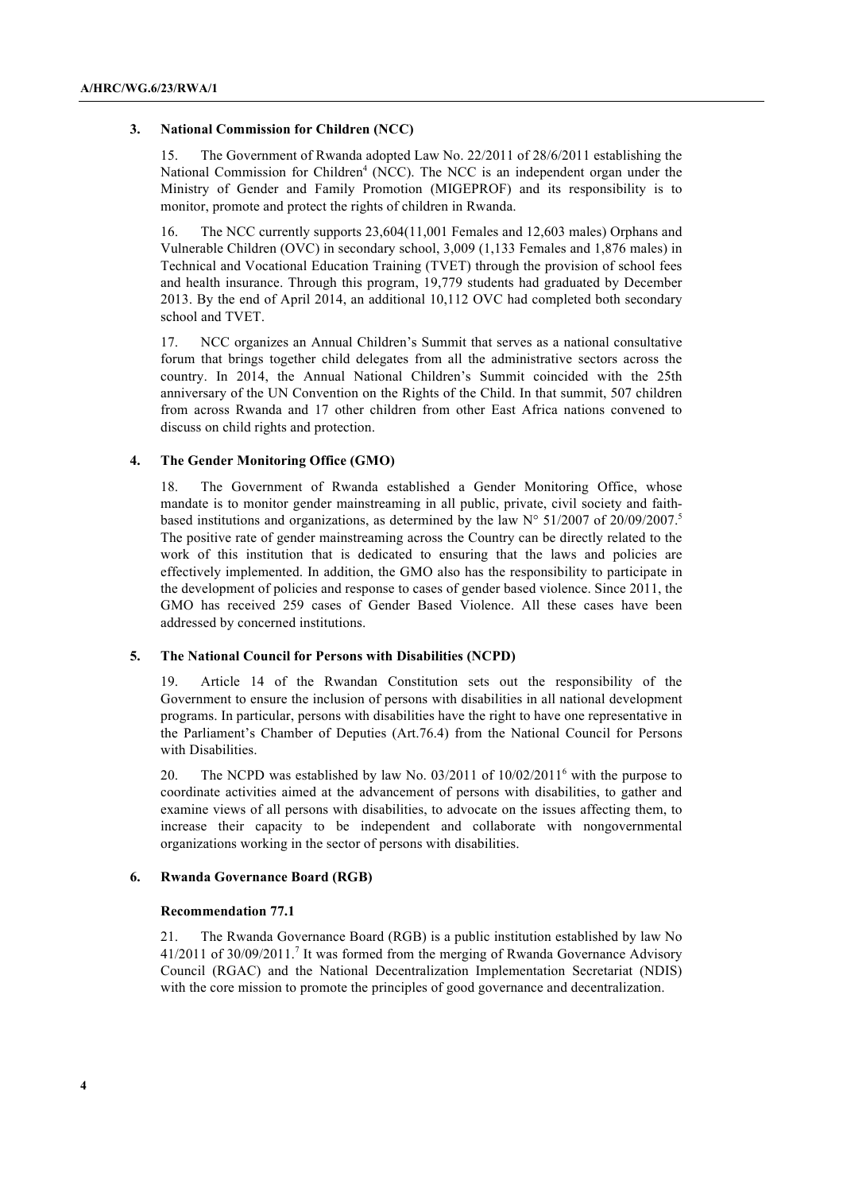### 3. National Commission for Children (NCC)

15. The Government of Rwanda adopted Law No. 22/2011 of 28/6/2011 establishing the National Commission for Children[4] (NCC). The NCC is an independent organ under the Ministry of Gender and Family Promotion (MIGEPROF) and its responsibility is to monitor, promote and protect the rights of children in Rwanda.

16. The NCC currently supports 23,604(11,001 Females and 12,603 males) Orphans and Vulnerable Children (OVC) in secondary school, 3,009 (1,133 Females and 1,876 males) in Technical and Vocational Education Training (TVET) through the provision of school fees and health insurance. Through this program, 19,779 students had graduated by December 2013. By the end of April 2014, an additional 10,112 OVC had completed both secondary school and TVET.

17. NCC organizes an Annual Children's Summit that serves as a national consultative forum that brings together child delegates from all the administrative sectors across the country. In 2014, the Annual National Children's Summit coincided with the 25th anniversary of the UN Convention on the Rights of the Child. In that summit, 507 children from across Rwanda and 17 other children from other East Africa nations convened to discuss on child rights and protection.

### 4. The Gender Monitoring Office (GMO)

18. The Government of Rwanda established a Gender Monitoring Office, whose mandate is to monitor gender mainstreaming in all public, private, civil society and faith-based institutions and organizations, as determined by the law N° 51/2007 of 20/09/2007.[5] The positive rate of gender mainstreaming across the Country can be directly related to the work of this institution that is dedicated to ensuring that the laws and policies are effectively implemented. In addition, the GMO also has the responsibility to participate in the development of policies and response to cases of gender based violence. Since 2011, the GMO has received 259 cases of Gender Based Violence. All these cases have been addressed by concerned institutions.

### 5. The National Council for Persons with Disabilities (NCPD)

19. Article 14 of the Rwandan Constitution sets out the responsibility of the Government to ensure the inclusion of persons with disabilities in all national development programs. In particular, persons with disabilities have the right to have one representative in the Parliament's Chamber of Deputies (Art.76.4) from the National Council for Persons with Disabilities.

20. The NCPD was established by law No. 03/2011 of 10/02/2011[6] with the purpose to coordinate activities aimed at the advancement of persons with disabilities, to gather and examine views of all persons with disabilities, to advocate on the issues affecting them, to increase their capacity to be independent and collaborate with nongovernmental organizations working in the sector of persons with disabilities.

### 6. Rwanda Governance Board (RGB)

#### Recommendation 77.1

21. The Rwanda Governance Board (RGB) is a public institution established by law No 41/2011 of 30/09/2011.[7] It was formed from the merging of Rwanda Governance Advisory Council (RGAC) and the National Decentralization Implementation Secretariat (NDIS) with the core mission to promote the principles of good governance and decentralization.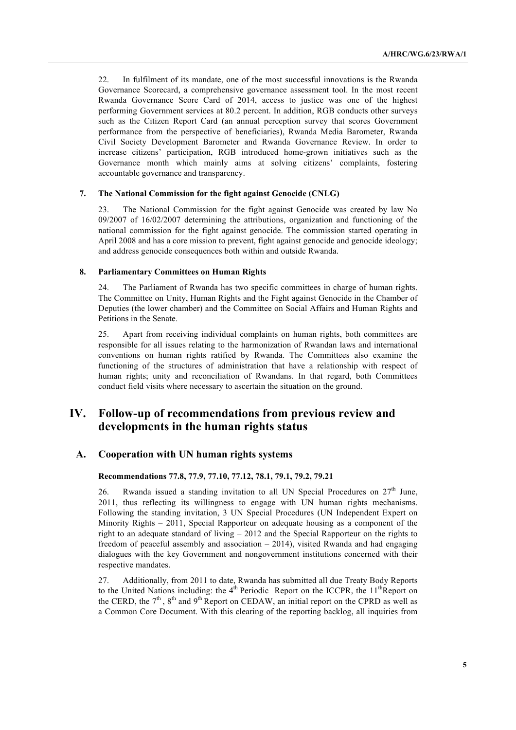22. In fulfilment of its mandate, one of the most successful innovations is the Rwanda Governance Scorecard, a comprehensive governance assessment tool. In the most recent Rwanda Governance Score Card of 2014, access to justice was one of the highest performing Government services at 80.2 percent. In addition, RGB conducts other surveys such as the Citizen Report Card (an annual perception survey that scores Government performance from the perspective of beneficiaries), Rwanda Media Barometer, Rwanda Civil Society Development Barometer and Rwanda Governance Review. In order to increase citizens' participation, RGB introduced home-grown initiatives such as the Governance month which mainly aims at solving citizens' complaints, fostering accountable governance and transparency.

#### 7. The National Commission for the fight against Genocide (CNLG)

23. The National Commission for the fight against Genocide was created by law No 09/2007 of 16/02/2007 determining the attributions, organization and functioning of the national commission for the fight against genocide. The commission started operating in April 2008 and has a core mission to prevent, fight against genocide and genocide ideology; and address genocide consequences both within and outside Rwanda.

#### 8. Parliamentary Committees on Human Rights

24. The Parliament of Rwanda has two specific committees in charge of human rights. The Committee on Unity, Human Rights and the Fight against Genocide in the Chamber of Deputies (the lower chamber) and the Committee on Social Affairs and Human Rights and Petitions in the Senate.

25. Apart from receiving individual complaints on human rights, both committees are responsible for all issues relating to the harmonization of Rwandan laws and international conventions on human rights ratified by Rwanda. The Committees also examine the functioning of the structures of administration that have a relationship with respect of human rights; unity and reconciliation of Rwandans. In that regard, both Committees conduct field visits where necessary to ascertain the situation on the ground.

# IV. Follow-up of recommendations from previous review and developments in the human rights status

## A. Cooperation with UN human rights systems

#### Recommendations 77.8, 77.9, 77.10, 77.12, 78.1, 79.1, 79.2, 79.21

26. Rwanda issued a standing invitation to all UN Special Procedures on 27th June, 2011, thus reflecting its willingness to engage with UN human rights mechanisms. Following the standing invitation, 3 UN Special Procedures (UN Independent Expert on Minority Rights – 2011, Special Rapporteur on adequate housing as a component of the right to an adequate standard of living – 2012 and the Special Rapporteur on the rights to freedom of peaceful assembly and association – 2014), visited Rwanda and had engaging dialogues with the key Government and nongovernment institutions concerned with their respective mandates.

27. Additionally, from 2011 to date, Rwanda has submitted all due Treaty Body Reports to the United Nations including: the 4th Periodic Report on the ICCPR, the 11th Report on the CERD, the 7th, 8th and 9th Report on CEDAW, an initial report on the CPRD as well as a Common Core Document. With this clearing of the reporting backlog, all inquiries from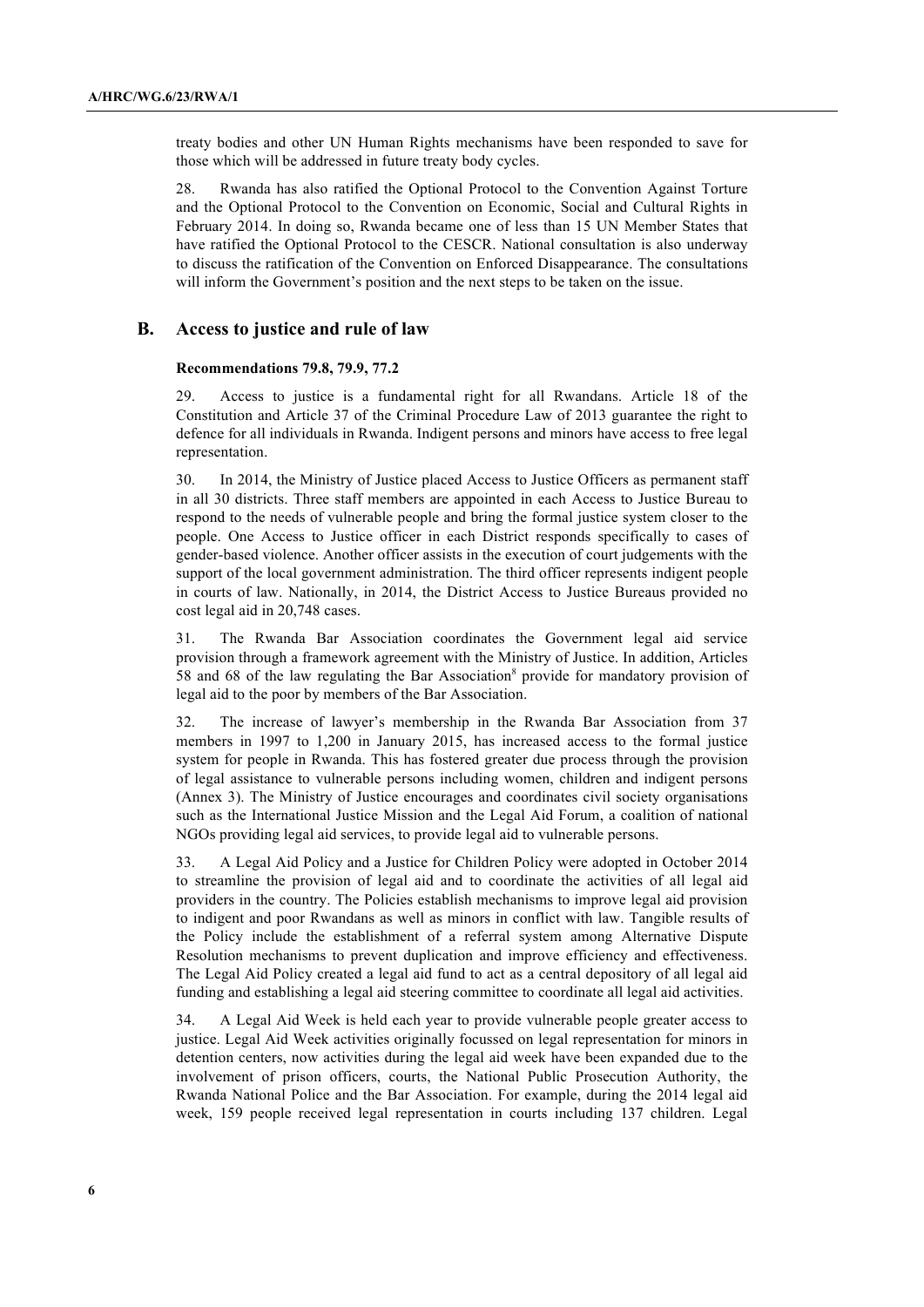treaty bodies and other UN Human Rights mechanisms have been responded to save for those which will be addressed in future treaty body cycles.

28. Rwanda has also ratified the Optional Protocol to the Convention Against Torture and the Optional Protocol to the Convention on Economic, Social and Cultural Rights in February 2014. In doing so, Rwanda became one of less than 15 UN Member States that have ratified the Optional Protocol to the CESCR. National consultation is also underway to discuss the ratification of the Convention on Enforced Disappearance. The consultations will inform the Government's position and the next steps to be taken on the issue.

## B. Access to justice and rule of law

**Recommendations 79.8, 79.9, 77.2**

29. Access to justice is a fundamental right for all Rwandans. Article 18 of the Constitution and Article 37 of the Criminal Procedure Law of 2013 guarantee the right to defence for all individuals in Rwanda. Indigent persons and minors have access to free legal representation.

30. In 2014, the Ministry of Justice placed Access to Justice Officers as permanent staff in all 30 districts. Three staff members are appointed in each Access to Justice Bureau to respond to the needs of vulnerable people and bring the formal justice system closer to the people. One Access to Justice officer in each District responds specifically to cases of gender-based violence. Another officer assists in the execution of court judgements with the support of the local government administration. The third officer represents indigent people in courts of law. Nationally, in 2014, the District Access to Justice Bureaus provided no cost legal aid in 20,748 cases.

31. The Rwanda Bar Association coordinates the Government legal aid service provision through a framework agreement with the Ministry of Justice. In addition, Articles 58 and 68 of the law regulating the Bar Association[8] provide for mandatory provision of legal aid to the poor by members of the Bar Association.

32. The increase of lawyer's membership in the Rwanda Bar Association from 37 members in 1997 to 1,200 in January 2015, has increased access to the formal justice system for people in Rwanda. This has fostered greater due process through the provision of legal assistance to vulnerable persons including women, children and indigent persons (Annex 3). The Ministry of Justice encourages and coordinates civil society organisations such as the International Justice Mission and the Legal Aid Forum, a coalition of national NGOs providing legal aid services, to provide legal aid to vulnerable persons.

33. A Legal Aid Policy and a Justice for Children Policy were adopted in October 2014 to streamline the provision of legal aid and to coordinate the activities of all legal aid providers in the country. The Policies establish mechanisms to improve legal aid provision to indigent and poor Rwandans as well as minors in conflict with law. Tangible results of the Policy include the establishment of a referral system among Alternative Dispute Resolution mechanisms to prevent duplication and improve efficiency and effectiveness. The Legal Aid Policy created a legal aid fund to act as a central depository of all legal aid funding and establishing a legal aid steering committee to coordinate all legal aid activities.

34. A Legal Aid Week is held each year to provide vulnerable people greater access to justice. Legal Aid Week activities originally focussed on legal representation for minors in detention centers, now activities during the legal aid week have been expanded due to the involvement of prison officers, courts, the National Public Prosecution Authority, the Rwanda National Police and the Bar Association. For example, during the 2014 legal aid week, 159 people received legal representation in courts including 137 children. Legal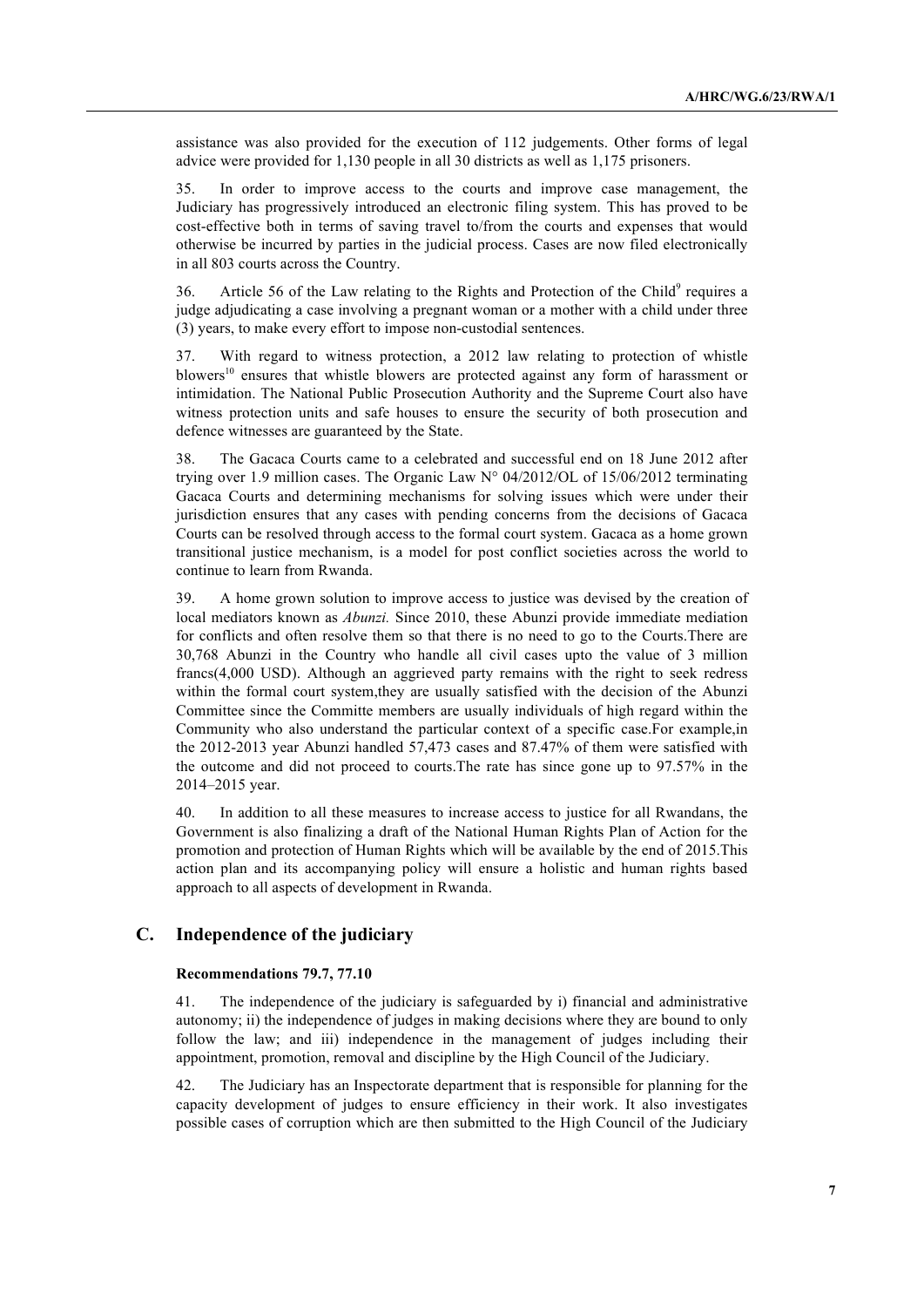assistance was also provided for the execution of 112 judgements. Other forms of legal advice were provided for 1,130 people in all 30 districts as well as 1,175 prisoners.

35. In order to improve access to the courts and improve case management, the Judiciary has progressively introduced an electronic filing system. This has proved to be cost-effective both in terms of saving travel to/from the courts and expenses that would otherwise be incurred by parties in the judicial process. Cases are now filed electronically in all 803 courts across the Country.

36. Article 56 of the Law relating to the Rights and Protection of the Child[9] requires a judge adjudicating a case involving a pregnant woman or a mother with a child under three (3) years, to make every effort to impose non-custodial sentences.

37. With regard to witness protection, a 2012 law relating to protection of whistle blowers[10] ensures that whistle blowers are protected against any form of harassment or intimidation. The National Public Prosecution Authority and the Supreme Court also have witness protection units and safe houses to ensure the security of both prosecution and defence witnesses are guaranteed by the State.

38. The Gacaca Courts came to a celebrated and successful end on 18 June 2012 after trying over 1.9 million cases. The Organic Law N° 04/2012/OL of 15/06/2012 terminating Gacaca Courts and determining mechanisms for solving issues which were under their jurisdiction ensures that any cases with pending concerns from the decisions of Gacaca Courts can be resolved through access to the formal court system. Gacaca as a home grown transitional justice mechanism, is a model for post conflict societies across the world to continue to learn from Rwanda.

39. A home grown solution to improve access to justice was devised by the creation of local mediators known as *Abunzi.* Since 2010, these Abunzi provide immediate mediation for conflicts and often resolve them so that there is no need to go to the Courts.There are 30,768 Abunzi in the Country who handle all civil cases upto the value of 3 million francs(4,000 USD). Although an aggrieved party remains with the right to seek redress within the formal court system,they are usually satisfied with the decision of the Abunzi Committee since the Committe members are usually individuals of high regard within the Community who also understand the particular context of a specific case.For example,in the 2012-2013 year Abunzi handled 57,473 cases and 87.47% of them were satisfied with the outcome and did not proceed to courts.The rate has since gone up to 97.57% in the 2014–2015 year.

40. In addition to all these measures to increase access to justice for all Rwandans, the Government is also finalizing a draft of the National Human Rights Plan of Action for the promotion and protection of Human Rights which will be available by the end of 2015.This action plan and its accompanying policy will ensure a holistic and human rights based approach to all aspects of development in Rwanda.

## C. Independence of the judiciary

**Recommendations 79.7, 77.10**

41. The independence of the judiciary is safeguarded by i) financial and administrative autonomy; ii) the independence of judges in making decisions where they are bound to only follow the law; and iii) independence in the management of judges including their appointment, promotion, removal and discipline by the High Council of the Judiciary.

42. The Judiciary has an Inspectorate department that is responsible for planning for the capacity development of judges to ensure efficiency in their work. It also investigates possible cases of corruption which are then submitted to the High Council of the Judiciary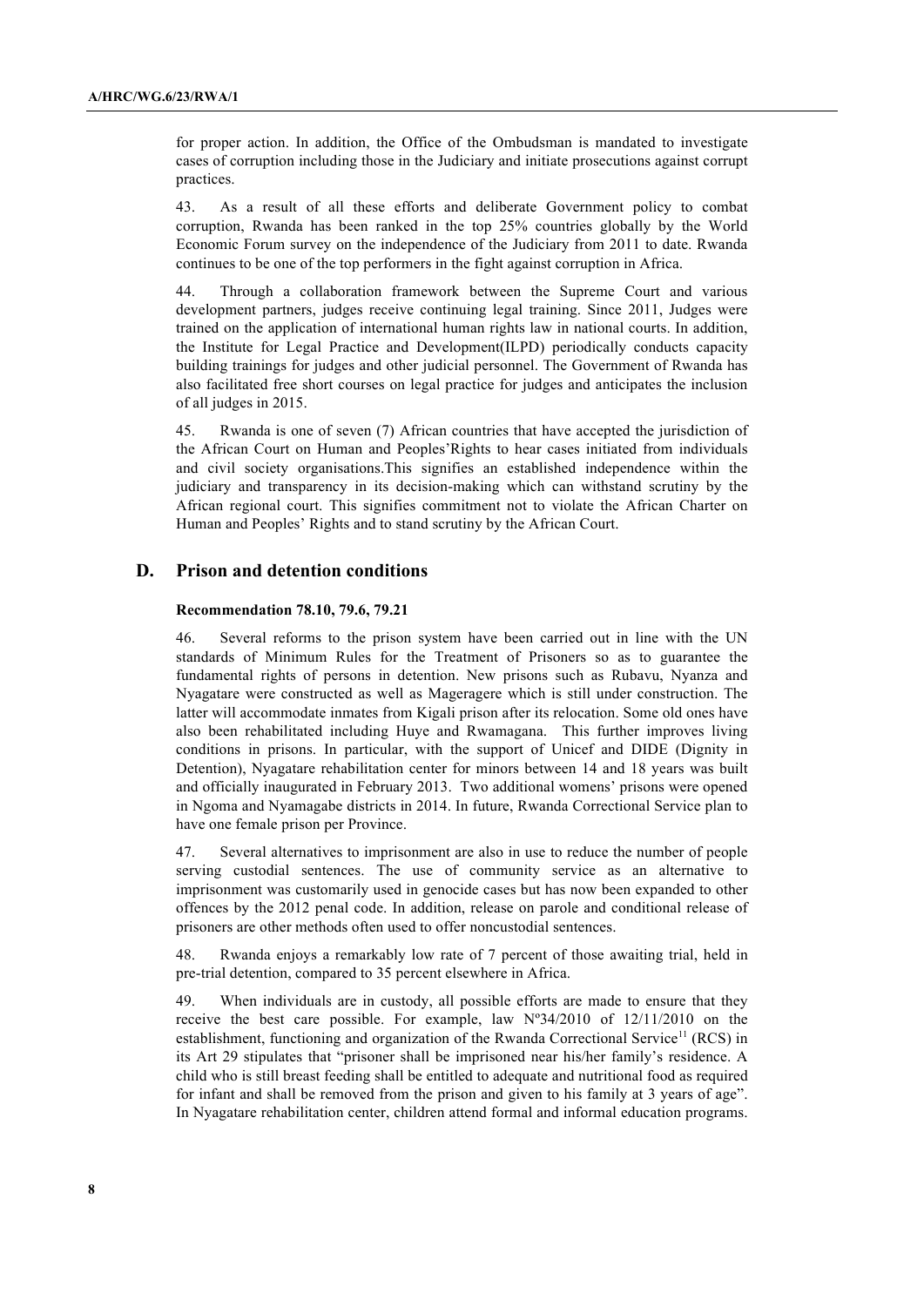for proper action. In addition, the Office of the Ombudsman is mandated to investigate cases of corruption including those in the Judiciary and initiate prosecutions against corrupt practices.

43. As a result of all these efforts and deliberate Government policy to combat corruption, Rwanda has been ranked in the top 25% countries globally by the World Economic Forum survey on the independence of the Judiciary from 2011 to date. Rwanda continues to be one of the top performers in the fight against corruption in Africa.

44. Through a collaboration framework between the Supreme Court and various development partners, judges receive continuing legal training. Since 2011, Judges were trained on the application of international human rights law in national courts. In addition, the Institute for Legal Practice and Development(ILPD) periodically conducts capacity building trainings for judges and other judicial personnel. The Government of Rwanda has also facilitated free short courses on legal practice for judges and anticipates the inclusion of all judges in 2015.

45. Rwanda is one of seven (7) African countries that have accepted the jurisdiction of the African Court on Human and Peoples'Rights to hear cases initiated from individuals and civil society organisations.This signifies an established independence within the judiciary and transparency in its decision-making which can withstand scrutiny by the African regional court. This signifies commitment not to violate the African Charter on Human and Peoples' Rights and to stand scrutiny by the African Court.

## D. Prison and detention conditions

**Recommendation 78.10, 79.6, 79.21**

46. Several reforms to the prison system have been carried out in line with the UN standards of Minimum Rules for the Treatment of Prisoners so as to guarantee the fundamental rights of persons in detention. New prisons such as Rubavu, Nyanza and Nyagatare were constructed as well as Mageragere which is still under construction. The latter will accommodate inmates from Kigali prison after its relocation. Some old ones have also been rehabilitated including Huye and Rwamagana. This further improves living conditions in prisons. In particular, with the support of Unicef and DIDE (Dignity in Detention), Nyagatare rehabilitation center for minors between 14 and 18 years was built and officially inaugurated in February 2013. Two additional womens' prisons were opened in Ngoma and Nyamagabe districts in 2014. In future, Rwanda Correctional Service plan to have one female prison per Province.

47. Several alternatives to imprisonment are also in use to reduce the number of people serving custodial sentences. The use of community service as an alternative to imprisonment was customarily used in genocide cases but has now been expanded to other offences by the 2012 penal code. In addition, release on parole and conditional release of prisoners are other methods often used to offer noncustodial sentences.

48. Rwanda enjoys a remarkably low rate of 7 percent of those awaiting trial, held in pre-trial detention, compared to 35 percent elsewhere in Africa.

49. When individuals are in custody, all possible efforts are made to ensure that they receive the best care possible. For example, law Nº34/2010 of 12/11/2010 on the establishment, functioning and organization of the Rwanda Correctional Service[11] (RCS) in its Art 29 stipulates that "prisoner shall be imprisoned near his/her family's residence. A child who is still breast feeding shall be entitled to adequate and nutritional food as required for infant and shall be removed from the prison and given to his family at 3 years of age". In Nyagatare rehabilitation center, children attend formal and informal education programs.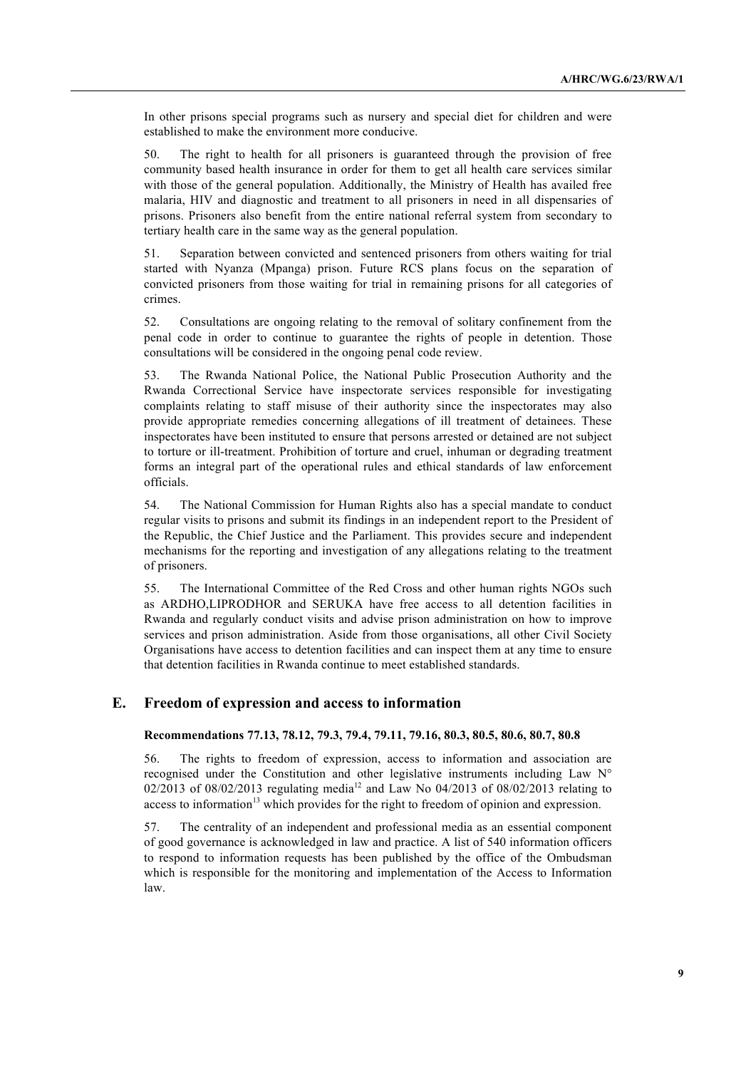In other prisons special programs such as nursery and special diet for children and were established to make the environment more conducive.

50. The right to health for all prisoners is guaranteed through the provision of free community based health insurance in order for them to get all health care services similar with those of the general population. Additionally, the Ministry of Health has availed free malaria, HIV and diagnostic and treatment to all prisoners in need in all dispensaries of prisons. Prisoners also benefit from the entire national referral system from secondary to tertiary health care in the same way as the general population.

51. Separation between convicted and sentenced prisoners from others waiting for trial started with Nyanza (Mpanga) prison. Future RCS plans focus on the separation of convicted prisoners from those waiting for trial in remaining prisons for all categories of crimes.

52. Consultations are ongoing relating to the removal of solitary confinement from the penal code in order to continue to guarantee the rights of people in detention. Those consultations will be considered in the ongoing penal code review.

53. The Rwanda National Police, the National Public Prosecution Authority and the Rwanda Correctional Service have inspectorate services responsible for investigating complaints relating to staff misuse of their authority since the inspectorates may also provide appropriate remedies concerning allegations of ill treatment of detainees. These inspectorates have been instituted to ensure that persons arrested or detained are not subject to torture or ill-treatment. Prohibition of torture and cruel, inhuman or degrading treatment forms an integral part of the operational rules and ethical standards of law enforcement officials.

54. The National Commission for Human Rights also has a special mandate to conduct regular visits to prisons and submit its findings in an independent report to the President of the Republic, the Chief Justice and the Parliament. This provides secure and independent mechanisms for the reporting and investigation of any allegations relating to the treatment of prisoners.

55. The International Committee of the Red Cross and other human rights NGOs such as ARDHO,LIPRODHOR and SERUKA have free access to all detention facilities in Rwanda and regularly conduct visits and advise prison administration on how to improve services and prison administration. Aside from those organisations, all other Civil Society Organisations have access to detention facilities and can inspect them at any time to ensure that detention facilities in Rwanda continue to meet established standards.

## E. Freedom of expression and access to information

### Recommendations 77.13, 78.12, 79.3, 79.4, 79.11, 79.16, 80.3, 80.5, 80.6, 80.7, 80.8

56. The rights to freedom of expression, access to information and association are recognised under the Constitution and other legislative instruments including Law N° 02/2013 of 08/02/2013 regulating media[12] and Law No 04/2013 of 08/02/2013 relating to access to information[13] which provides for the right to freedom of opinion and expression.

57. The centrality of an independent and professional media as an essential component of good governance is acknowledged in law and practice. A list of 540 information officers to respond to information requests has been published by the office of the Ombudsman which is responsible for the monitoring and implementation of the Access to Information law.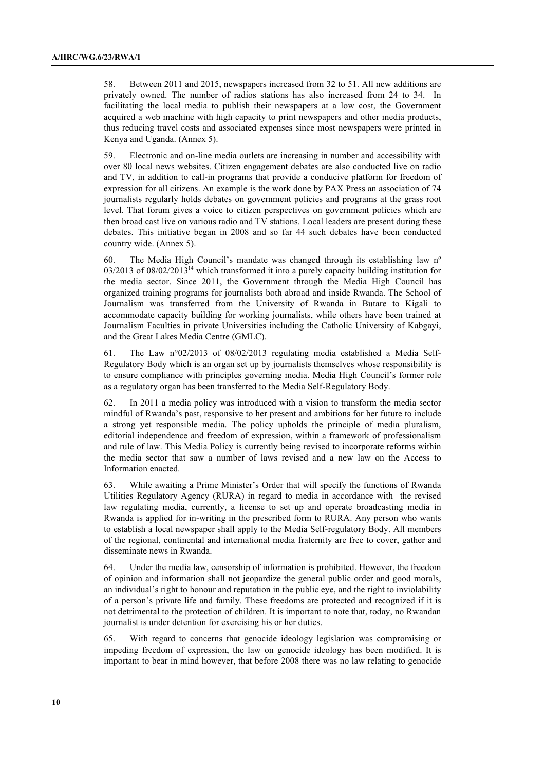58. Between 2011 and 2015, newspapers increased from 32 to 51. All new additions are privately owned. The number of radios stations has also increased from 24 to 34. In facilitating the local media to publish their newspapers at a low cost, the Government acquired a web machine with high capacity to print newspapers and other media products, thus reducing travel costs and associated expenses since most newspapers were printed in Kenya and Uganda. (Annex 5).

59. Electronic and on-line media outlets are increasing in number and accessibility with over 80 local news websites. Citizen engagement debates are also conducted live on radio and TV, in addition to call-in programs that provide a conducive platform for freedom of expression for all citizens. An example is the work done by PAX Press an association of 74 journalists regularly holds debates on government policies and programs at the grass root level. That forum gives a voice to citizen perspectives on government policies which are then broad cast live on various radio and TV stations. Local leaders are present during these debates. This initiative began in 2008 and so far 44 such debates have been conducted country wide. (Annex 5).

60. The Media High Council's mandate was changed through its establishing law nº 03/2013 of 08/02/2013[14] which transformed it into a purely capacity building institution for the media sector. Since 2011, the Government through the Media High Council has organized training programs for journalists both abroad and inside Rwanda. The School of Journalism was transferred from the University of Rwanda in Butare to Kigali to accommodate capacity building for working journalists, while others have been trained at Journalism Faculties in private Universities including the Catholic University of Kabgayi, and the Great Lakes Media Centre (GMLC).

61. The Law n°02/2013 of 08/02/2013 regulating media established a Media Self-Regulatory Body which is an organ set up by journalists themselves whose responsibility is to ensure compliance with principles governing media. Media High Council's former role as a regulatory organ has been transferred to the Media Self-Regulatory Body.

62. In 2011 a media policy was introduced with a vision to transform the media sector mindful of Rwanda's past, responsive to her present and ambitions for her future to include a strong yet responsible media. The policy upholds the principle of media pluralism, editorial independence and freedom of expression, within a framework of professionalism and rule of law. This Media Policy is currently being revised to incorporate reforms within the media sector that saw a number of laws revised and a new law on the Access to Information enacted.

63. While awaiting a Prime Minister's Order that will specify the functions of Rwanda Utilities Regulatory Agency (RURA) in regard to media in accordance with the revised law regulating media, currently, a license to set up and operate broadcasting media in Rwanda is applied for in-writing in the prescribed form to RURA. Any person who wants to establish a local newspaper shall apply to the Media Self-regulatory Body. All members of the regional, continental and international media fraternity are free to cover, gather and disseminate news in Rwanda.

64. Under the media law, censorship of information is prohibited. However, the freedom of opinion and information shall not jeopardize the general public order and good morals, an individual's right to honour and reputation in the public eye, and the right to inviolability of a person's private life and family. These freedoms are protected and recognized if it is not detrimental to the protection of children. It is important to note that, today, no Rwandan journalist is under detention for exercising his or her duties.

65. With regard to concerns that genocide ideology legislation was compromising or impeding freedom of expression, the law on genocide ideology has been modified. It is important to bear in mind however, that before 2008 there was no law relating to genocide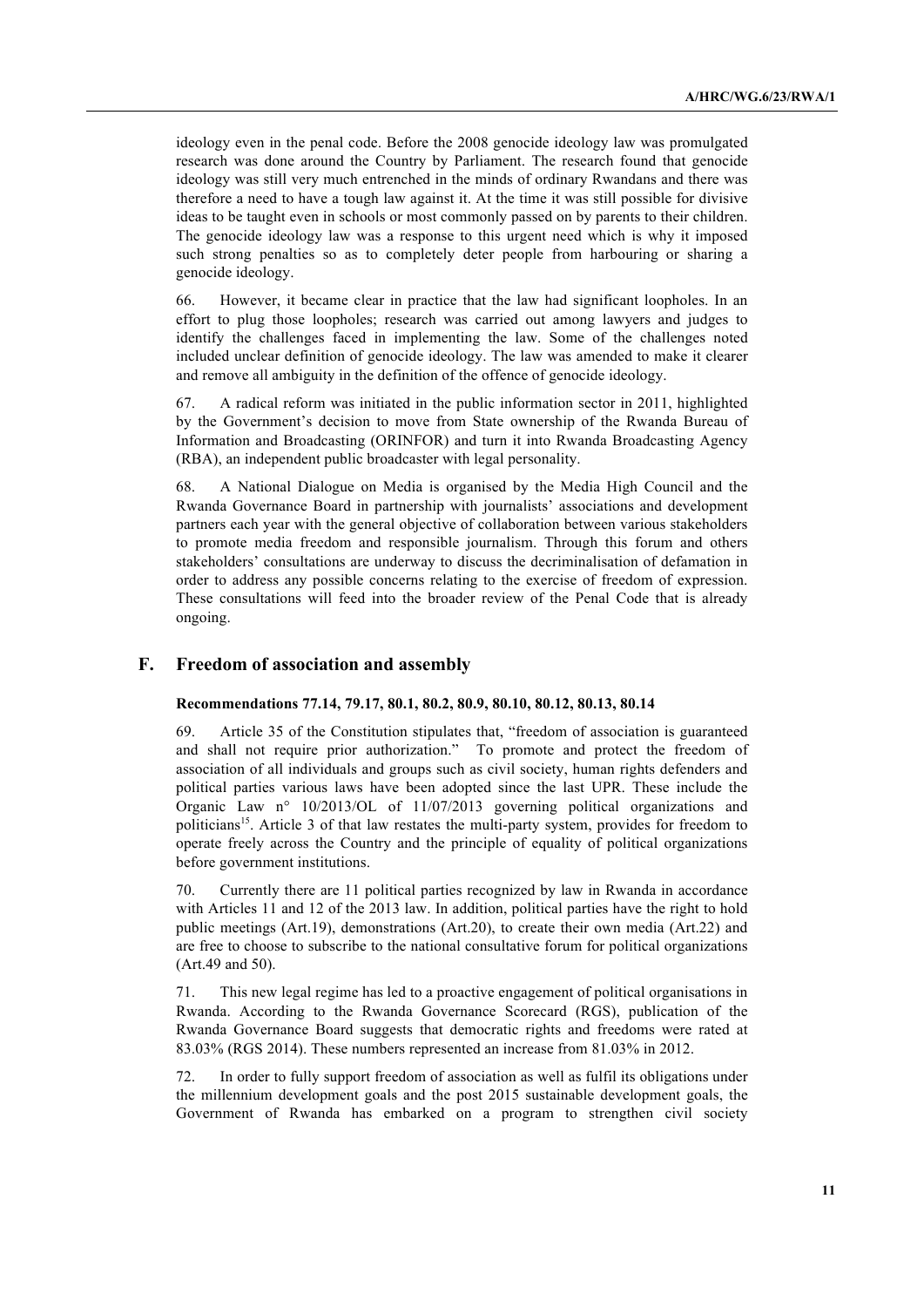ideology even in the penal code. Before the 2008 genocide ideology law was promulgated research was done around the Country by Parliament. The research found that genocide ideology was still very much entrenched in the minds of ordinary Rwandans and there was therefore a need to have a tough law against it. At the time it was still possible for divisive ideas to be taught even in schools or most commonly passed on by parents to their children. The genocide ideology law was a response to this urgent need which is why it imposed such strong penalties so as to completely deter people from harbouring or sharing a genocide ideology.

66. However, it became clear in practice that the law had significant loopholes. In an effort to plug those loopholes; research was carried out among lawyers and judges to identify the challenges faced in implementing the law. Some of the challenges noted included unclear definition of genocide ideology. The law was amended to make it clearer and remove all ambiguity in the definition of the offence of genocide ideology.

67. A radical reform was initiated in the public information sector in 2011, highlighted by the Government's decision to move from State ownership of the Rwanda Bureau of Information and Broadcasting (ORINFOR) and turn it into Rwanda Broadcasting Agency (RBA), an independent public broadcaster with legal personality.

68. A National Dialogue on Media is organised by the Media High Council and the Rwanda Governance Board in partnership with journalists' associations and development partners each year with the general objective of collaboration between various stakeholders to promote media freedom and responsible journalism. Through this forum and others stakeholders' consultations are underway to discuss the decriminalisation of defamation in order to address any possible concerns relating to the exercise of freedom of expression. These consultations will feed into the broader review of the Penal Code that is already ongoing.

## F. Freedom of association and assembly

**Recommendations 77.14, 79.17, 80.1, 80.2, 80.9, 80.10, 80.12, 80.13, 80.14**

69. Article 35 of the Constitution stipulates that, "freedom of association is guaranteed and shall not require prior authorization." To promote and protect the freedom of association of all individuals and groups such as civil society, human rights defenders and political parties various laws have been adopted since the last UPR. These include the Organic Law n° 10/2013/OL of 11/07/2013 governing political organizations and politicians[15]. Article 3 of that law restates the multi-party system, provides for freedom to operate freely across the Country and the principle of equality of political organizations before government institutions.

70. Currently there are 11 political parties recognized by law in Rwanda in accordance with Articles 11 and 12 of the 2013 law. In addition, political parties have the right to hold public meetings (Art.19), demonstrations (Art.20), to create their own media (Art.22) and are free to choose to subscribe to the national consultative forum for political organizations (Art.49 and 50).

71. This new legal regime has led to a proactive engagement of political organisations in Rwanda. According to the Rwanda Governance Scorecard (RGS), publication of the Rwanda Governance Board suggests that democratic rights and freedoms were rated at 83.03% (RGS 2014). These numbers represented an increase from 81.03% in 2012.

72. In order to fully support freedom of association as well as fulfil its obligations under the millennium development goals and the post 2015 sustainable development goals, the Government of Rwanda has embarked on a program to strengthen civil society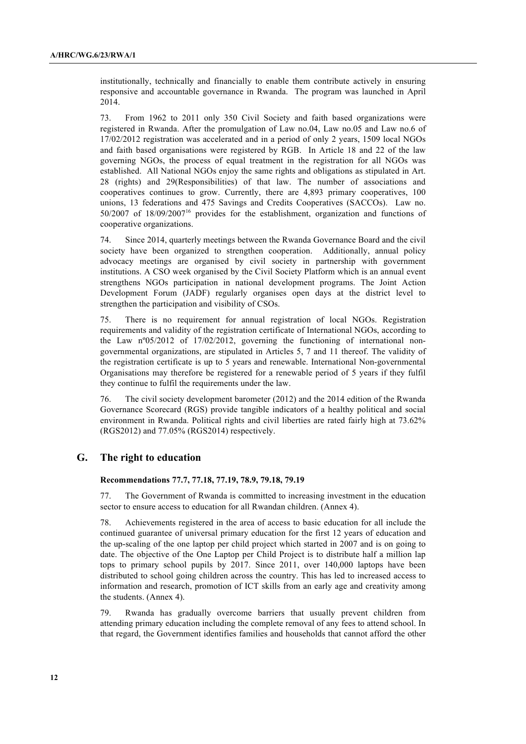institutionally, technically and financially to enable them contribute actively in ensuring responsive and accountable governance in Rwanda. The program was launched in April 2014.

73. From 1962 to 2011 only 350 Civil Society and faith based organizations were registered in Rwanda. After the promulgation of Law no.04, Law no.05 and Law no.6 of 17/02/2012 registration was accelerated and in a period of only 2 years, 1509 local NGOs and faith based organisations were registered by RGB. In Article 18 and 22 of the law governing NGOs, the process of equal treatment in the registration for all NGOs was established. All National NGOs enjoy the same rights and obligations as stipulated in Art. 28 (rights) and 29(Responsibilities) of that law. The number of associations and cooperatives continues to grow. Currently, there are 4,893 primary cooperatives, 100 unions, 13 federations and 475 Savings and Credits Cooperatives (SACCOs). Law no. 50/2007 of 18/09/2007[16] provides for the establishment, organization and functions of cooperative organizations.

74. Since 2014, quarterly meetings between the Rwanda Governance Board and the civil society have been organized to strengthen cooperation. Additionally, annual policy advocacy meetings are organised by civil society in partnership with government institutions. A CSO week organised by the Civil Society Platform which is an annual event strengthens NGOs participation in national development programs. The Joint Action Development Forum (JADF) regularly organises open days at the district level to strengthen the participation and visibility of CSOs.

75. There is no requirement for annual registration of local NGOs. Registration requirements and validity of the registration certificate of International NGOs, according to the Law nº05/2012 of 17/02/2012, governing the functioning of international non-governmental organizations, are stipulated in Articles 5, 7 and 11 thereof. The validity of the registration certificate is up to 5 years and renewable. International Non-governmental Organisations may therefore be registered for a renewable period of 5 years if they fulfil they continue to fulfil the requirements under the law.

76. The civil society development barometer (2012) and the 2014 edition of the Rwanda Governance Scorecard (RGS) provide tangible indicators of a healthy political and social environment in Rwanda. Political rights and civil liberties are rated fairly high at 73.62% (RGS2012) and 77.05% (RGS2014) respectively.

## G. The right to education

**Recommendations 77.7, 77.18, 77.19, 78.9, 79.18, 79.19**

77. The Government of Rwanda is committed to increasing investment in the education sector to ensure access to education for all Rwandan children. (Annex 4).

78. Achievements registered in the area of access to basic education for all include the continued guarantee of universal primary education for the first 12 years of education and the up-scaling of the one laptop per child project which started in 2007 and is on going to date. The objective of the One Laptop per Child Project is to distribute half a million lap tops to primary school pupils by 2017. Since 2011, over 140,000 laptops have been distributed to school going children across the country. This has led to increased access to information and research, promotion of ICT skills from an early age and creativity among the students. (Annex 4).

79. Rwanda has gradually overcome barriers that usually prevent children from attending primary education including the complete removal of any fees to attend school. In that regard, the Government identifies families and households that cannot afford the other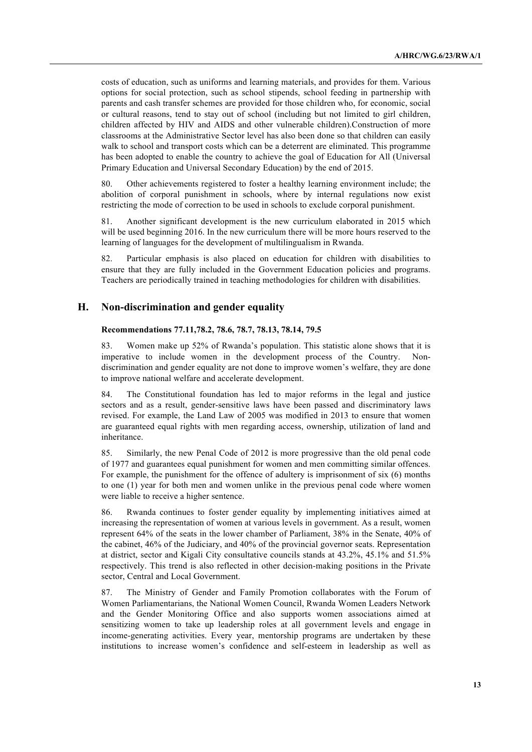costs of education, such as uniforms and learning materials, and provides for them. Various options for social protection, such as school stipends, school feeding in partnership with parents and cash transfer schemes are provided for those children who, for economic, social or cultural reasons, tend to stay out of school (including but not limited to girl children, children affected by HIV and AIDS and other vulnerable children).Construction of more classrooms at the Administrative Sector level has also been done so that children can easily walk to school and transport costs which can be a deterrent are eliminated. This programme has been adopted to enable the country to achieve the goal of Education for All (Universal Primary Education and Universal Secondary Education) by the end of 2015.

80. Other achievements registered to foster a healthy learning environment include; the abolition of corporal punishment in schools, where by internal regulations now exist restricting the mode of correction to be used in schools to exclude corporal punishment.

81. Another significant development is the new curriculum elaborated in 2015 which will be used beginning 2016. In the new curriculum there will be more hours reserved to the learning of languages for the development of multilingualism in Rwanda.

82. Particular emphasis is also placed on education for children with disabilities to ensure that they are fully included in the Government Education policies and programs. Teachers are periodically trained in teaching methodologies for children with disabilities.

## H. Non-discrimination and gender equality

**Recommendations 77.11,78.2, 78.6, 78.7, 78.13, 78.14, 79.5**

83. Women make up 52% of Rwanda's population. This statistic alone shows that it is imperative to include women in the development process of the Country. Non-discrimination and gender equality are not done to improve women's welfare, they are done to improve national welfare and accelerate development.

84. The Constitutional foundation has led to major reforms in the legal and justice sectors and as a result, gender-sensitive laws have been passed and discriminatory laws revised. For example, the Land Law of 2005 was modified in 2013 to ensure that women are guaranteed equal rights with men regarding access, ownership, utilization of land and inheritance.

85. Similarly, the new Penal Code of 2012 is more progressive than the old penal code of 1977 and guarantees equal punishment for women and men committing similar offences. For example, the punishment for the offence of adultery is imprisonment of six (6) months to one (1) year for both men and women unlike in the previous penal code where women were liable to receive a higher sentence.

86. Rwanda continues to foster gender equality by implementing initiatives aimed at increasing the representation of women at various levels in government. As a result, women represent 64% of the seats in the lower chamber of Parliament, 38% in the Senate, 40% of the cabinet, 46% of the Judiciary, and 40% of the provincial governor seats. Representation at district, sector and Kigali City consultative councils stands at 43.2%, 45.1% and 51.5% respectively. This trend is also reflected in other decision-making positions in the Private sector, Central and Local Government.

87. The Ministry of Gender and Family Promotion collaborates with the Forum of Women Parliamentarians, the National Women Council, Rwanda Women Leaders Network and the Gender Monitoring Office and also supports women associations aimed at sensitizing women to take up leadership roles at all government levels and engage in income-generating activities. Every year, mentorship programs are undertaken by these institutions to increase women's confidence and self-esteem in leadership as well as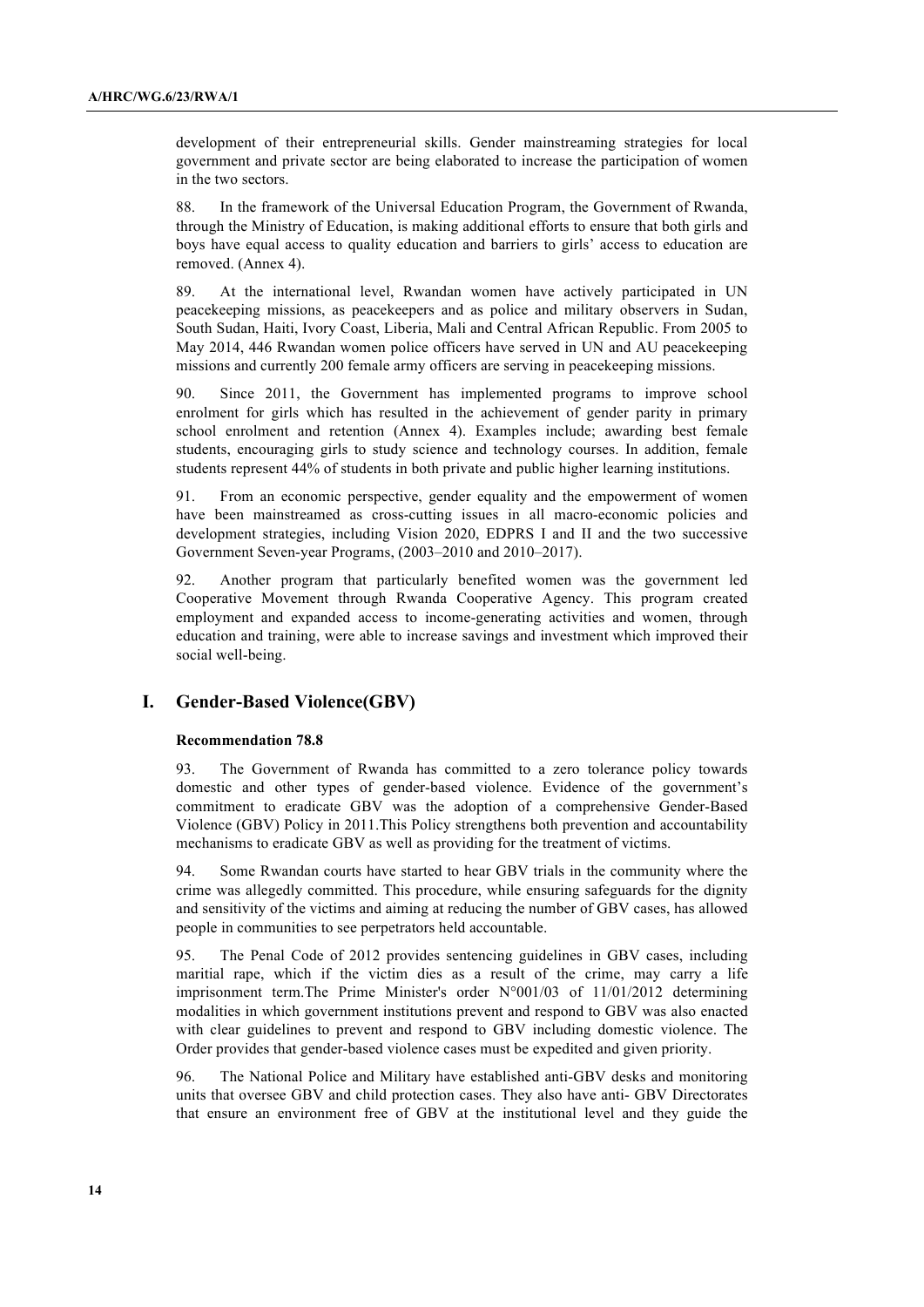development of their entrepreneurial skills. Gender mainstreaming strategies for local government and private sector are being elaborated to increase the participation of women in the two sectors.

88. In the framework of the Universal Education Program, the Government of Rwanda, through the Ministry of Education, is making additional efforts to ensure that both girls and boys have equal access to quality education and barriers to girls' access to education are removed. (Annex 4).

89. At the international level, Rwandan women have actively participated in UN peacekeeping missions, as peacekeepers and as police and military observers in Sudan, South Sudan, Haiti, Ivory Coast, Liberia, Mali and Central African Republic. From 2005 to May 2014, 446 Rwandan women police officers have served in UN and AU peacekeeping missions and currently 200 female army officers are serving in peacekeeping missions.

90. Since 2011, the Government has implemented programs to improve school enrolment for girls which has resulted in the achievement of gender parity in primary school enrolment and retention (Annex 4). Examples include; awarding best female students, encouraging girls to study science and technology courses. In addition, female students represent 44% of students in both private and public higher learning institutions.

91. From an economic perspective, gender equality and the empowerment of women have been mainstreamed as cross-cutting issues in all macro-economic policies and development strategies, including Vision 2020, EDPRS I and II and the two successive Government Seven-year Programs, (2003–2010 and 2010–2017).

92. Another program that particularly benefited women was the government led Cooperative Movement through Rwanda Cooperative Agency. This program created employment and expanded access to income-generating activities and women, through education and training, were able to increase savings and investment which improved their social well-being.

## I. Gender-Based Violence(GBV)

### Recommendation 78.8

93. The Government of Rwanda has committed to a zero tolerance policy towards domestic and other types of gender-based violence. Evidence of the government's commitment to eradicate GBV was the adoption of a comprehensive Gender-Based Violence (GBV) Policy in 2011.This Policy strengthens both prevention and accountability mechanisms to eradicate GBV as well as providing for the treatment of victims.

94. Some Rwandan courts have started to hear GBV trials in the community where the crime was allegedly committed. This procedure, while ensuring safeguards for the dignity and sensitivity of the victims and aiming at reducing the number of GBV cases, has allowed people in communities to see perpetrators held accountable.

95. The Penal Code of 2012 provides sentencing guidelines in GBV cases, including maritial rape, which if the victim dies as a result of the crime, may carry a life imprisonment term.The Prime Minister's order N°001/03 of 11/01/2012 determining modalities in which government institutions prevent and respond to GBV was also enacted with clear guidelines to prevent and respond to GBV including domestic violence. The Order provides that gender-based violence cases must be expedited and given priority.

96. The National Police and Military have established anti-GBV desks and monitoring units that oversee GBV and child protection cases. They also have anti- GBV Directorates that ensure an environment free of GBV at the institutional level and they guide the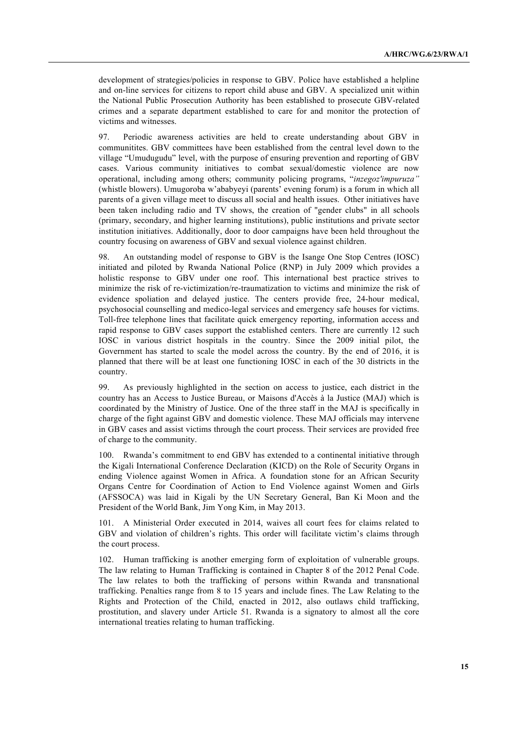development of strategies/policies in response to GBV. Police have established a helpline and on-line services for citizens to report child abuse and GBV. A specialized unit within the National Public Prosecution Authority has been established to prosecute GBV-related crimes and a separate department established to care for and monitor the protection of victims and witnesses.

97. Periodic awareness activities are held to create understanding about GBV in communitites. GBV committees have been established from the central level down to the village "Umudugudu" level, with the purpose of ensuring prevention and reporting of GBV cases. Various community initiatives to combat sexual/domestic violence are now operational, including among others; community policing programs, "*inzegoz'impuruza"* (whistle blowers). Umugoroba w'ababyeyi (parents' evening forum) is a forum in which all parents of a given village meet to discuss all social and health issues. Other initiatives have been taken including radio and TV shows, the creation of "gender clubs" in all schools (primary, secondary, and higher learning institutions), public institutions and private sector institution initiatives. Additionally, door to door campaigns have been held throughout the country focusing on awareness of GBV and sexual violence against children.

98. An outstanding model of response to GBV is the Isange One Stop Centres (IOSC) initiated and piloted by Rwanda National Police (RNP) in July 2009 which provides a holistic response to GBV under one roof. This international best practice strives to minimize the risk of re-victimization/re-traumatization to victims and minimize the risk of evidence spoliation and delayed justice. The centers provide free, 24-hour medical, psychosocial counselling and medico-legal services and emergency safe houses for victims. Toll-free telephone lines that facilitate quick emergency reporting, information access and rapid response to GBV cases support the established centers. There are currently 12 such IOSC in various district hospitals in the country. Since the 2009 initial pilot, the Government has started to scale the model across the country. By the end of 2016, it is planned that there will be at least one functioning IOSC in each of the 30 districts in the country.

99. As previously highlighted in the section on access to justice, each district in the country has an Access to Justice Bureau, or Maisons d'Accès à la Justice (MAJ) which is coordinated by the Ministry of Justice. One of the three staff in the MAJ is specifically in charge of the fight against GBV and domestic violence. These MAJ officials may intervene in GBV cases and assist victims through the court process. Their services are provided free of charge to the community.

100. Rwanda's commitment to end GBV has extended to a continental initiative through the Kigali International Conference Declaration (KICD) on the Role of Security Organs in ending Violence against Women in Africa. A foundation stone for an African Security Organs Centre for Coordination of Action to End Violence against Women and Girls (AFSSOCA) was laid in Kigali by the UN Secretary General, Ban Ki Moon and the President of the World Bank, Jim Yong Kim, in May 2013.

101. A Ministerial Order executed in 2014, waives all court fees for claims related to GBV and violation of children's rights. This order will facilitate victim's claims through the court process.

102. Human trafficking is another emerging form of exploitation of vulnerable groups. The law relating to Human Trafficking is contained in Chapter 8 of the 2012 Penal Code. The law relates to both the trafficking of persons within Rwanda and transnational trafficking. Penalties range from 8 to 15 years and include fines. The Law Relating to the Rights and Protection of the Child, enacted in 2012, also outlaws child trafficking, prostitution, and slavery under Article 51. Rwanda is a signatory to almost all the core international treaties relating to human trafficking.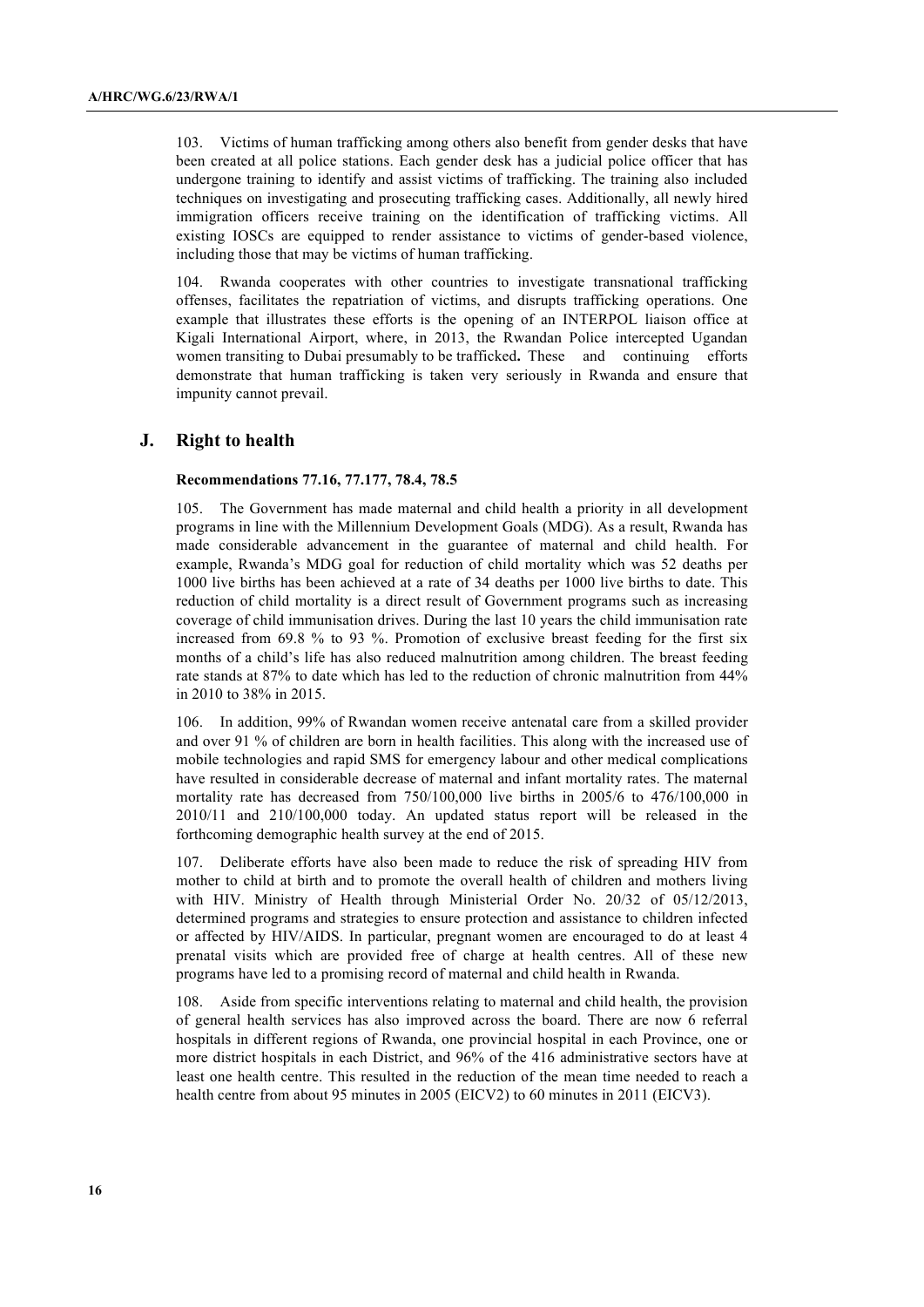103. Victims of human trafficking among others also benefit from gender desks that have been created at all police stations. Each gender desk has a judicial police officer that has undergone training to identify and assist victims of trafficking. The training also included techniques on investigating and prosecuting trafficking cases. Additionally, all newly hired immigration officers receive training on the identification of trafficking victims. All existing IOSCs are equipped to render assistance to victims of gender-based violence, including those that may be victims of human trafficking.

104. Rwanda cooperates with other countries to investigate transnational trafficking offenses, facilitates the repatriation of victims, and disrupts trafficking operations. One example that illustrates these efforts is the opening of an INTERPOL liaison office at Kigali International Airport, where, in 2013, the Rwandan Police intercepted Ugandan women transiting to Dubai presumably to be trafficked**.** These and continuing efforts demonstrate that human trafficking is taken very seriously in Rwanda and ensure that impunity cannot prevail.

## J. Right to health

**Recommendations 77.16, 77.177, 78.4, 78.5**

105. The Government has made maternal and child health a priority in all development programs in line with the Millennium Development Goals (MDG). As a result, Rwanda has made considerable advancement in the guarantee of maternal and child health. For example, Rwanda's MDG goal for reduction of child mortality which was 52 deaths per 1000 live births has been achieved at a rate of 34 deaths per 1000 live births to date. This reduction of child mortality is a direct result of Government programs such as increasing coverage of child immunisation drives. During the last 10 years the child immunisation rate increased from 69.8 % to 93 %. Promotion of exclusive breast feeding for the first six months of a child's life has also reduced malnutrition among children. The breast feeding rate stands at 87% to date which has led to the reduction of chronic malnutrition from 44% in 2010 to 38% in 2015.

106. In addition, 99% of Rwandan women receive antenatal care from a skilled provider and over 91 % of children are born in health facilities. This along with the increased use of mobile technologies and rapid SMS for emergency labour and other medical complications have resulted in considerable decrease of maternal and infant mortality rates. The maternal mortality rate has decreased from 750/100,000 live births in 2005/6 to 476/100,000 in 2010/11 and 210/100,000 today. An updated status report will be released in the forthcoming demographic health survey at the end of 2015.

107. Deliberate efforts have also been made to reduce the risk of spreading HIV from mother to child at birth and to promote the overall health of children and mothers living with HIV. Ministry of Health through Ministerial Order No. 20/32 of 05/12/2013, determined programs and strategies to ensure protection and assistance to children infected or affected by HIV/AIDS. In particular, pregnant women are encouraged to do at least 4 prenatal visits which are provided free of charge at health centres. All of these new programs have led to a promising record of maternal and child health in Rwanda.

108. Aside from specific interventions relating to maternal and child health, the provision of general health services has also improved across the board. There are now 6 referral hospitals in different regions of Rwanda, one provincial hospital in each Province, one or more district hospitals in each District, and 96% of the 416 administrative sectors have at least one health centre. This resulted in the reduction of the mean time needed to reach a health centre from about 95 minutes in 2005 (EICV2) to 60 minutes in 2011 (EICV3).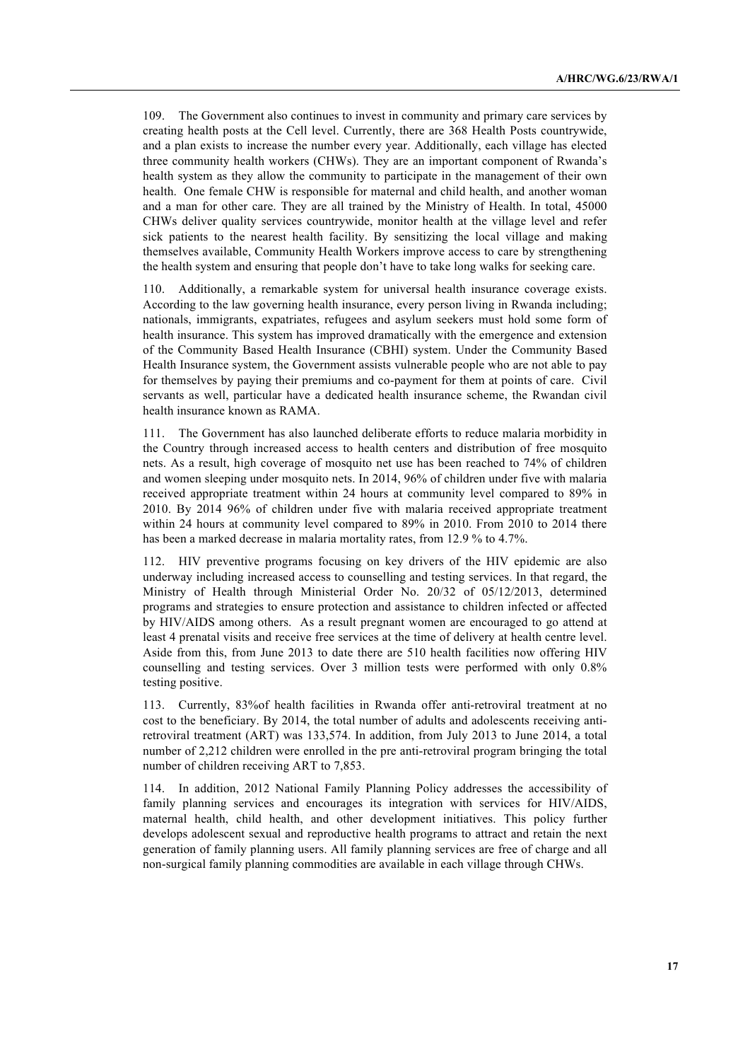109. The Government also continues to invest in community and primary care services by creating health posts at the Cell level. Currently, there are 368 Health Posts countrywide, and a plan exists to increase the number every year. Additionally, each village has elected three community health workers (CHWs). They are an important component of Rwanda's health system as they allow the community to participate in the management of their own health. One female CHW is responsible for maternal and child health, and another woman and a man for other care. They are all trained by the Ministry of Health. In total, 45000 CHWs deliver quality services countrywide, monitor health at the village level and refer sick patients to the nearest health facility. By sensitizing the local village and making themselves available, Community Health Workers improve access to care by strengthening the health system and ensuring that people don't have to take long walks for seeking care.

110. Additionally, a remarkable system for universal health insurance coverage exists. According to the law governing health insurance, every person living in Rwanda including; nationals, immigrants, expatriates, refugees and asylum seekers must hold some form of health insurance. This system has improved dramatically with the emergence and extension of the Community Based Health Insurance (CBHI) system. Under the Community Based Health Insurance system, the Government assists vulnerable people who are not able to pay for themselves by paying their premiums and co-payment for them at points of care. Civil servants as well, particular have a dedicated health insurance scheme, the Rwandan civil health insurance known as RAMA.

111. The Government has also launched deliberate efforts to reduce malaria morbidity in the Country through increased access to health centers and distribution of free mosquito nets. As a result, high coverage of mosquito net use has been reached to 74% of children and women sleeping under mosquito nets. In 2014, 96% of children under five with malaria received appropriate treatment within 24 hours at community level compared to 89% in 2010. By 2014 96% of children under five with malaria received appropriate treatment within 24 hours at community level compared to 89% in 2010. From 2010 to 2014 there has been a marked decrease in malaria mortality rates, from 12.9 % to 4.7%.

112. HIV preventive programs focusing on key drivers of the HIV epidemic are also underway including increased access to counselling and testing services. In that regard, the Ministry of Health through Ministerial Order No. 20/32 of 05/12/2013, determined programs and strategies to ensure protection and assistance to children infected or affected by HIV/AIDS among others. As a result pregnant women are encouraged to go attend at least 4 prenatal visits and receive free services at the time of delivery at health centre level. Aside from this, from June 2013 to date there are 510 health facilities now offering HIV counselling and testing services. Over 3 million tests were performed with only 0.8% testing positive.

113. Currently, 83%of health facilities in Rwanda offer anti-retroviral treatment at no cost to the beneficiary. By 2014, the total number of adults and adolescents receiving anti-retroviral treatment (ART) was 133,574. In addition, from July 2013 to June 2014, a total number of 2,212 children were enrolled in the pre anti-retroviral program bringing the total number of children receiving ART to 7,853.

114. In addition, 2012 National Family Planning Policy addresses the accessibility of family planning services and encourages its integration with services for HIV/AIDS, maternal health, child health, and other development initiatives. This policy further develops adolescent sexual and reproductive health programs to attract and retain the next generation of family planning users. All family planning services are free of charge and all non-surgical family planning commodities are available in each village through CHWs.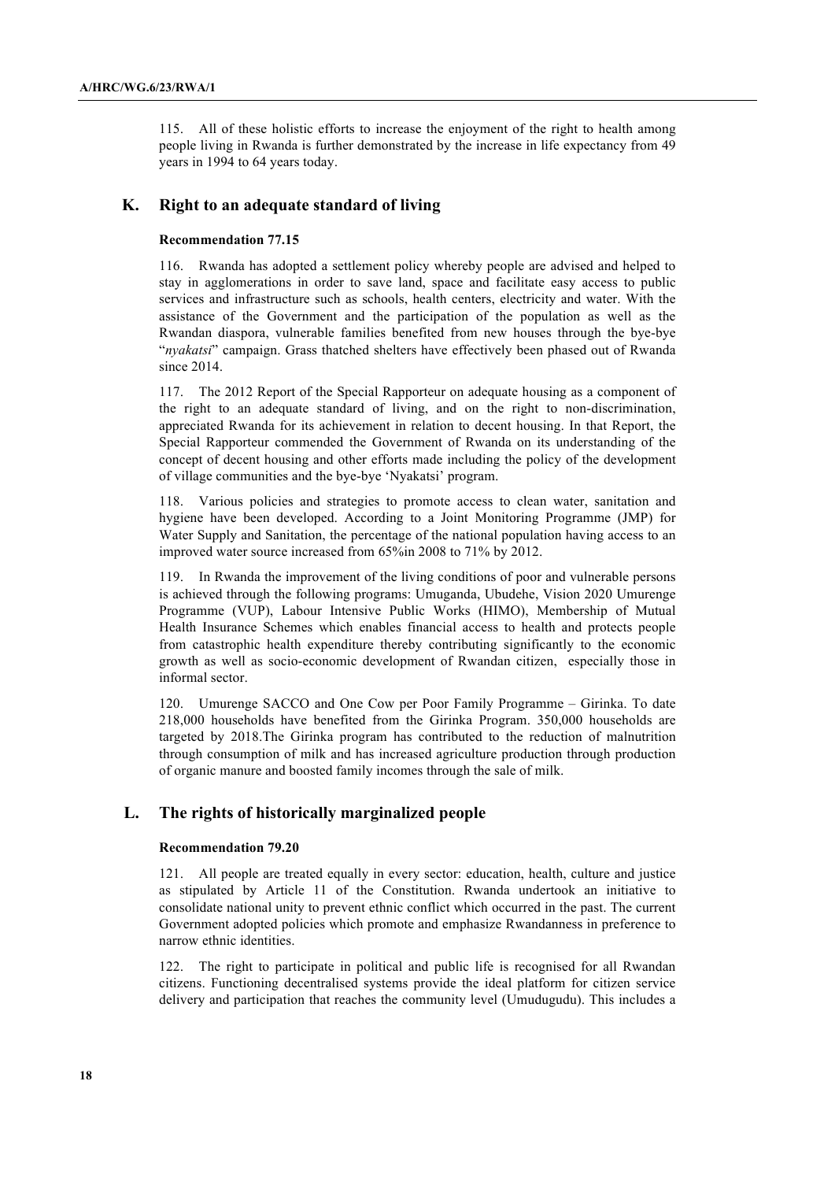115. All of these holistic efforts to increase the enjoyment of the right to health among people living in Rwanda is further demonstrated by the increase in life expectancy from 49 years in 1994 to 64 years today.

## K. Right to an adequate standard of living

#### Recommendation 77.15

116. Rwanda has adopted a settlement policy whereby people are advised and helped to stay in agglomerations in order to save land, space and facilitate easy access to public services and infrastructure such as schools, health centers, electricity and water. With the assistance of the Government and the participation of the population as well as the Rwandan diaspora, vulnerable families benefited from new houses through the bye-bye "*nyakatsi*" campaign. Grass thatched shelters have effectively been phased out of Rwanda since 2014.

117. The 2012 Report of the Special Rapporteur on adequate housing as a component of the right to an adequate standard of living, and on the right to non-discrimination, appreciated Rwanda for its achievement in relation to decent housing. In that Report, the Special Rapporteur commended the Government of Rwanda on its understanding of the concept of decent housing and other efforts made including the policy of the development of village communities and the bye-bye 'Nyakatsi' program.

118. Various policies and strategies to promote access to clean water, sanitation and hygiene have been developed. According to a Joint Monitoring Programme (JMP) for Water Supply and Sanitation, the percentage of the national population having access to an improved water source increased from 65%in 2008 to 71% by 2012.

119. In Rwanda the improvement of the living conditions of poor and vulnerable persons is achieved through the following programs: Umuganda, Ubudehe, Vision 2020 Umurenge Programme (VUP), Labour Intensive Public Works (HIMO), Membership of Mutual Health Insurance Schemes which enables financial access to health and protects people from catastrophic health expenditure thereby contributing significantly to the economic growth as well as socio-economic development of Rwandan citizen, especially those in informal sector.

120. Umurenge SACCO and One Cow per Poor Family Programme – Girinka. To date 218,000 households have benefited from the Girinka Program. 350,000 households are targeted by 2018.The Girinka program has contributed to the reduction of malnutrition through consumption of milk and has increased agriculture production through production of organic manure and boosted family incomes through the sale of milk.

## L. The rights of historically marginalized people

#### Recommendation 79.20

121. All people are treated equally in every sector: education, health, culture and justice as stipulated by Article 11 of the Constitution. Rwanda undertook an initiative to consolidate national unity to prevent ethnic conflict which occurred in the past. The current Government adopted policies which promote and emphasize Rwandanness in preference to narrow ethnic identities.

122. The right to participate in political and public life is recognised for all Rwandan citizens. Functioning decentralised systems provide the ideal platform for citizen service delivery and participation that reaches the community level (Umudugudu). This includes a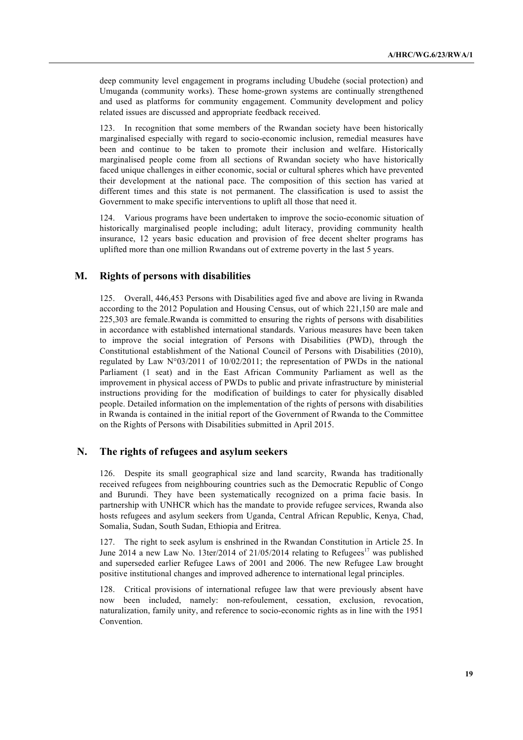deep community level engagement in programs including Ubudehe (social protection) and Umuganda (community works). These home-grown systems are continually strengthened and used as platforms for community engagement. Community development and policy related issues are discussed and appropriate feedback received.

123. In recognition that some members of the Rwandan society have been historically marginalised especially with regard to socio-economic inclusion, remedial measures have been and continue to be taken to promote their inclusion and welfare. Historically marginalised people come from all sections of Rwandan society who have historically faced unique challenges in either economic, social or cultural spheres which have prevented their development at the national pace. The composition of this section has varied at different times and this state is not permanent. The classification is used to assist the Government to make specific interventions to uplift all those that need it.

124. Various programs have been undertaken to improve the socio-economic situation of historically marginalised people including; adult literacy, providing community health insurance, 12 years basic education and provision of free decent shelter programs has uplifted more than one million Rwandans out of extreme poverty in the last 5 years.

## M. Rights of persons with disabilities

125. Overall, 446,453 Persons with Disabilities aged five and above are living in Rwanda according to the 2012 Population and Housing Census, out of which 221,150 are male and 225,303 are female.Rwanda is committed to ensuring the rights of persons with disabilities in accordance with established international standards. Various measures have been taken to improve the social integration of Persons with Disabilities (PWD), through the Constitutional establishment of the National Council of Persons with Disabilities (2010), regulated by Law N°03/2011 of 10/02/2011; the representation of PWDs in the national Parliament (1 seat) and in the East African Community Parliament as well as the improvement in physical access of PWDs to public and private infrastructure by ministerial instructions providing for the modification of buildings to cater for physically disabled people. Detailed information on the implementation of the rights of persons with disabilities in Rwanda is contained in the initial report of the Government of Rwanda to the Committee on the Rights of Persons with Disabilities submitted in April 2015.

## N. The rights of refugees and asylum seekers

126. Despite its small geographical size and land scarcity, Rwanda has traditionally received refugees from neighbouring countries such as the Democratic Republic of Congo and Burundi. They have been systematically recognized on a prima facie basis. In partnership with UNHCR which has the mandate to provide refugee services, Rwanda also hosts refugees and asylum seekers from Uganda, Central African Republic, Kenya, Chad, Somalia, Sudan, South Sudan, Ethiopia and Eritrea.

127. The right to seek asylum is enshrined in the Rwandan Constitution in Article 25. In June 2014 a new Law No. 13ter/2014 of 21/05/2014 relating to Refugees[17] was published and superseded earlier Refugee Laws of 2001 and 2006. The new Refugee Law brought positive institutional changes and improved adherence to international legal principles.

128. Critical provisions of international refugee law that were previously absent have now been included, namely: non-refoulement, cessation, exclusion, revocation, naturalization, family unity, and reference to socio-economic rights as in line with the 1951 Convention.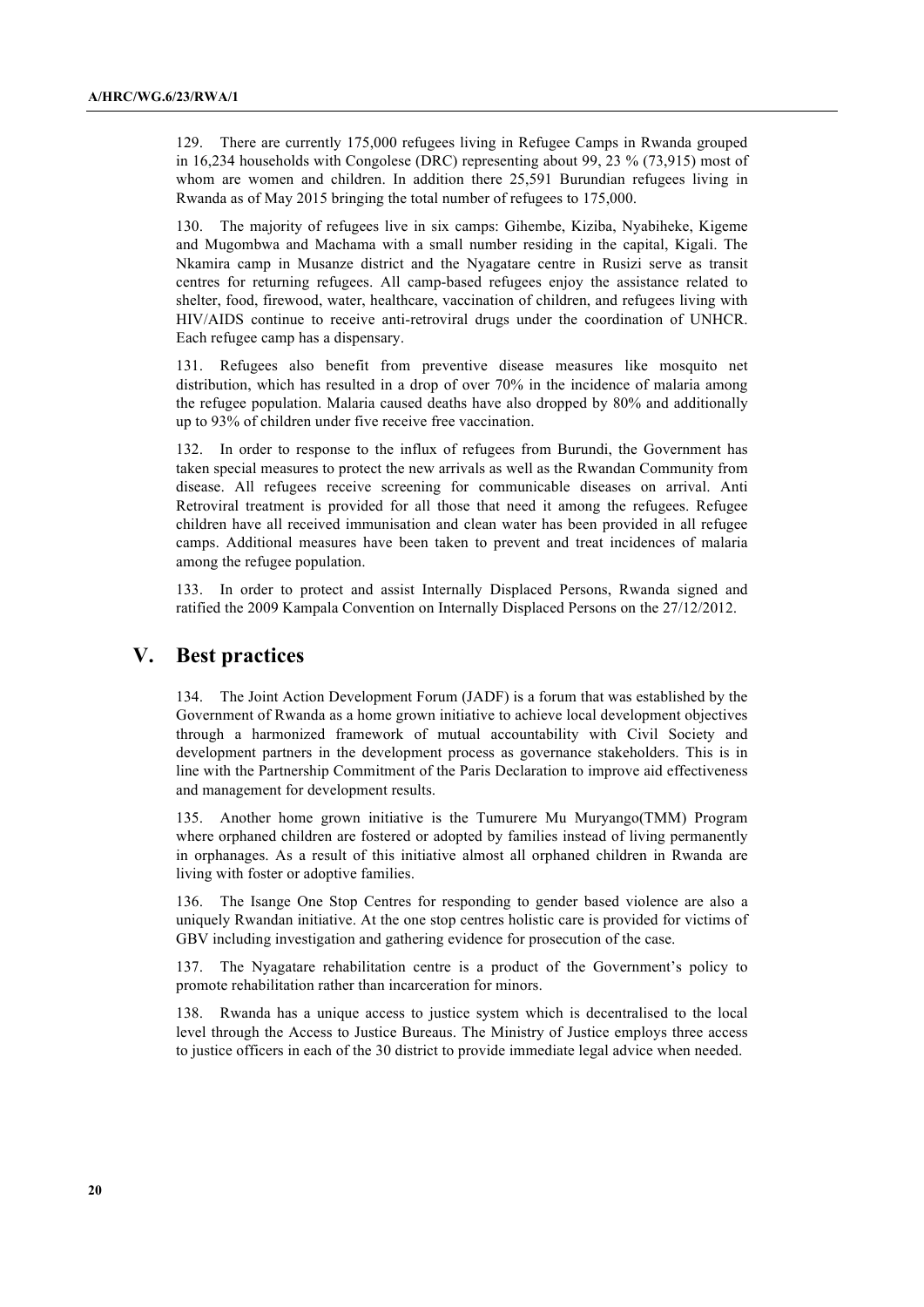129. There are currently 175,000 refugees living in Refugee Camps in Rwanda grouped in 16,234 households with Congolese (DRC) representing about 99, 23 % (73,915) most of whom are women and children. In addition there 25,591 Burundian refugees living in Rwanda as of May 2015 bringing the total number of refugees to 175,000.

130. The majority of refugees live in six camps: Gihembe, Kiziba, Nyabiheke, Kigeme and Mugombwa and Machama with a small number residing in the capital, Kigali. The Nkamira camp in Musanze district and the Nyagatare centre in Rusizi serve as transit centres for returning refugees. All camp-based refugees enjoy the assistance related to shelter, food, firewood, water, healthcare, vaccination of children, and refugees living with HIV/AIDS continue to receive anti-retroviral drugs under the coordination of UNHCR. Each refugee camp has a dispensary.

131. Refugees also benefit from preventive disease measures like mosquito net distribution, which has resulted in a drop of over 70% in the incidence of malaria among the refugee population. Malaria caused deaths have also dropped by 80% and additionally up to 93% of children under five receive free vaccination.

132. In order to response to the influx of refugees from Burundi, the Government has taken special measures to protect the new arrivals as well as the Rwandan Community from disease. All refugees receive screening for communicable diseases on arrival. Anti Retroviral treatment is provided for all those that need it among the refugees. Refugee children have all received immunisation and clean water has been provided in all refugee camps. Additional measures have been taken to prevent and treat incidences of malaria among the refugee population.

133. In order to protect and assist Internally Displaced Persons, Rwanda signed and ratified the 2009 Kampala Convention on Internally Displaced Persons on the 27/12/2012.

# V. Best practices

134. The Joint Action Development Forum (JADF) is a forum that was established by the Government of Rwanda as a home grown initiative to achieve local development objectives through a harmonized framework of mutual accountability with Civil Society and development partners in the development process as governance stakeholders. This is in line with the Partnership Commitment of the Paris Declaration to improve aid effectiveness and management for development results.

135. Another home grown initiative is the Tumurere Mu Muryango(TMM) Program where orphaned children are fostered or adopted by families instead of living permanently in orphanages. As a result of this initiative almost all orphaned children in Rwanda are living with foster or adoptive families.

136. The Isange One Stop Centres for responding to gender based violence are also a uniquely Rwandan initiative. At the one stop centres holistic care is provided for victims of GBV including investigation and gathering evidence for prosecution of the case.

137. The Nyagatare rehabilitation centre is a product of the Government's policy to promote rehabilitation rather than incarceration for minors.

138. Rwanda has a unique access to justice system which is decentralised to the local level through the Access to Justice Bureaus. The Ministry of Justice employs three access to justice officers in each of the 30 district to provide immediate legal advice when needed.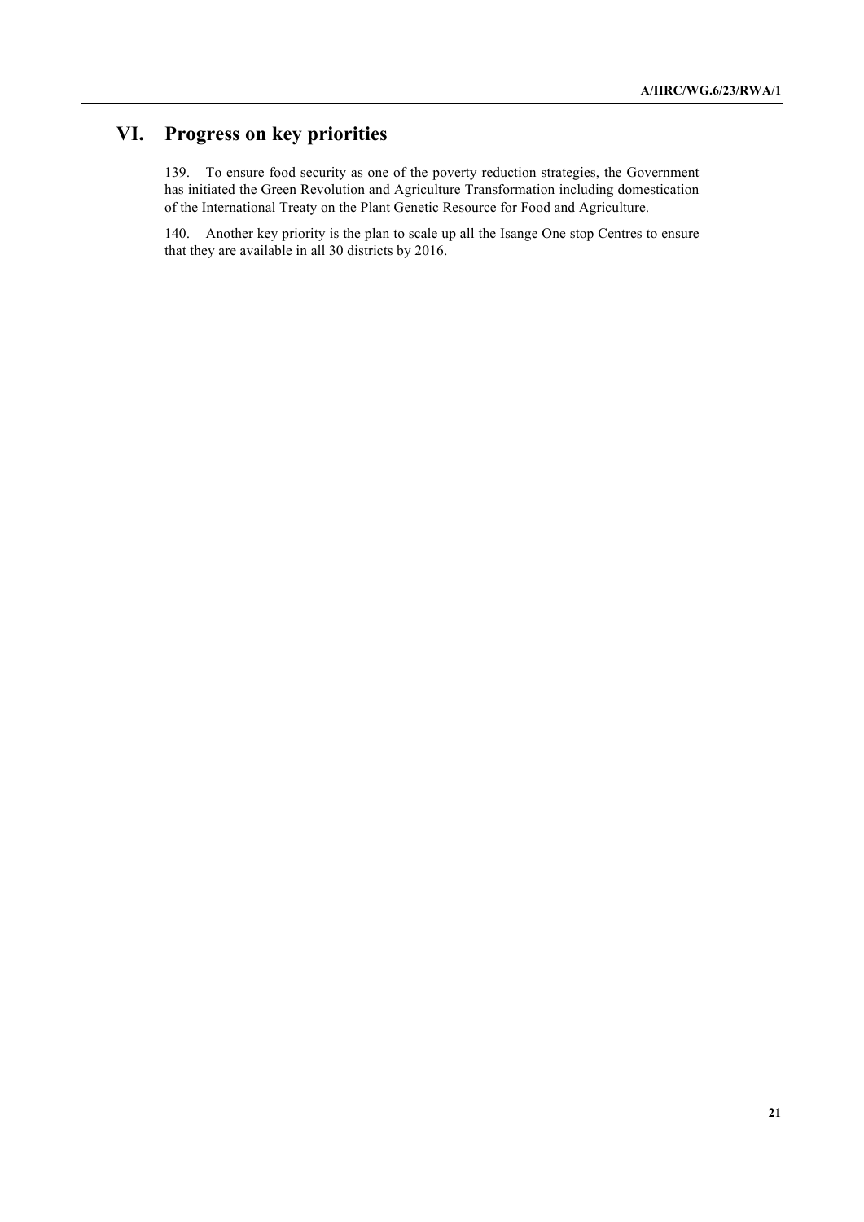# VI. Progress on key priorities

139. To ensure food security as one of the poverty reduction strategies, the Government has initiated the Green Revolution and Agriculture Transformation including domestication of the International Treaty on the Plant Genetic Resource for Food and Agriculture.

140. Another key priority is the plan to scale up all the Isange One stop Centres to ensure that they are available in all 30 districts by 2016.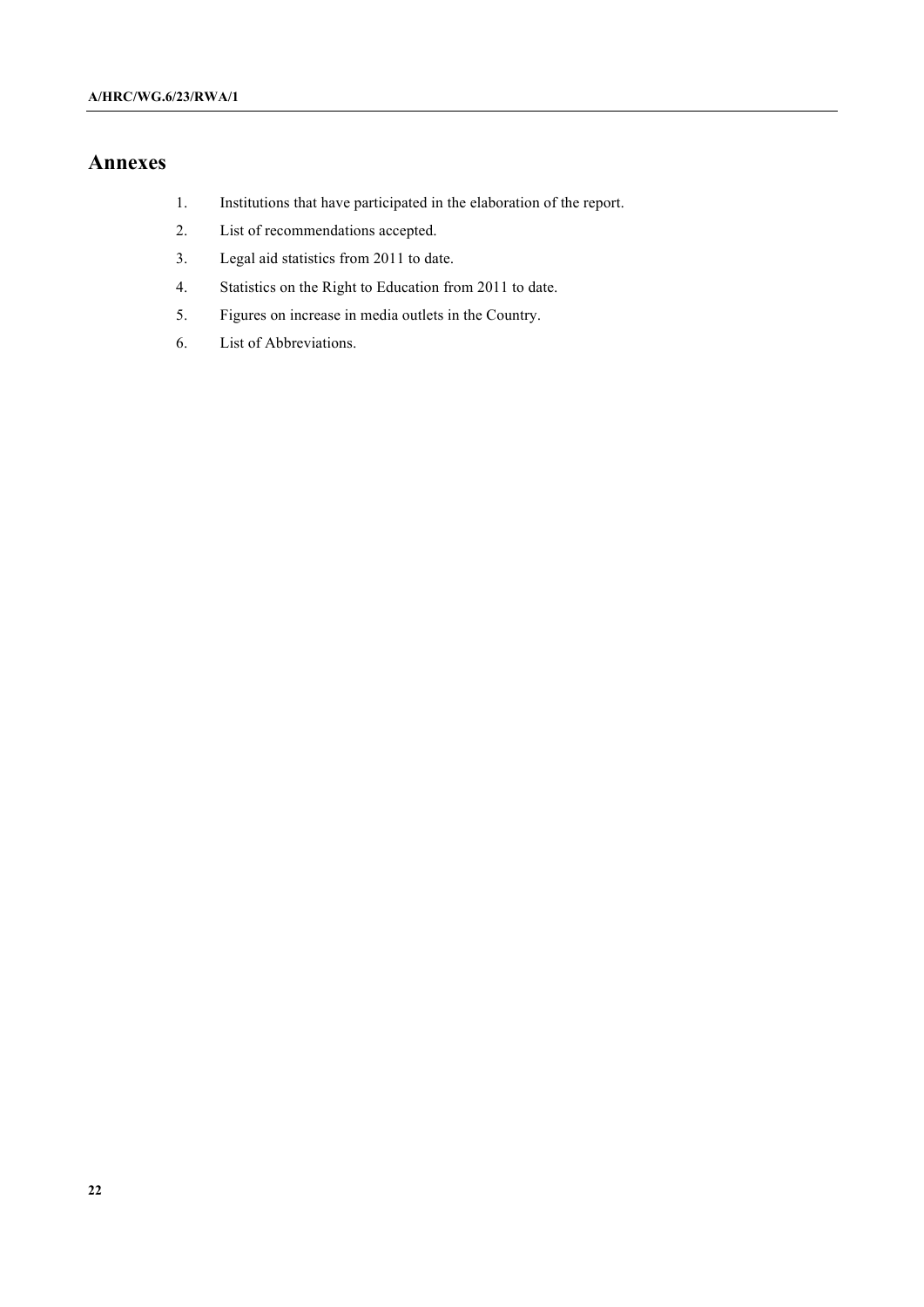## Annexes

1. Institutions that have participated in the elaboration of the report.
2. List of recommendations accepted.
3. Legal aid statistics from 2011 to date.
4. Statistics on the Right to Education from 2011 to date.
5. Figures on increase in media outlets in the Country.
6. List of Abbreviations.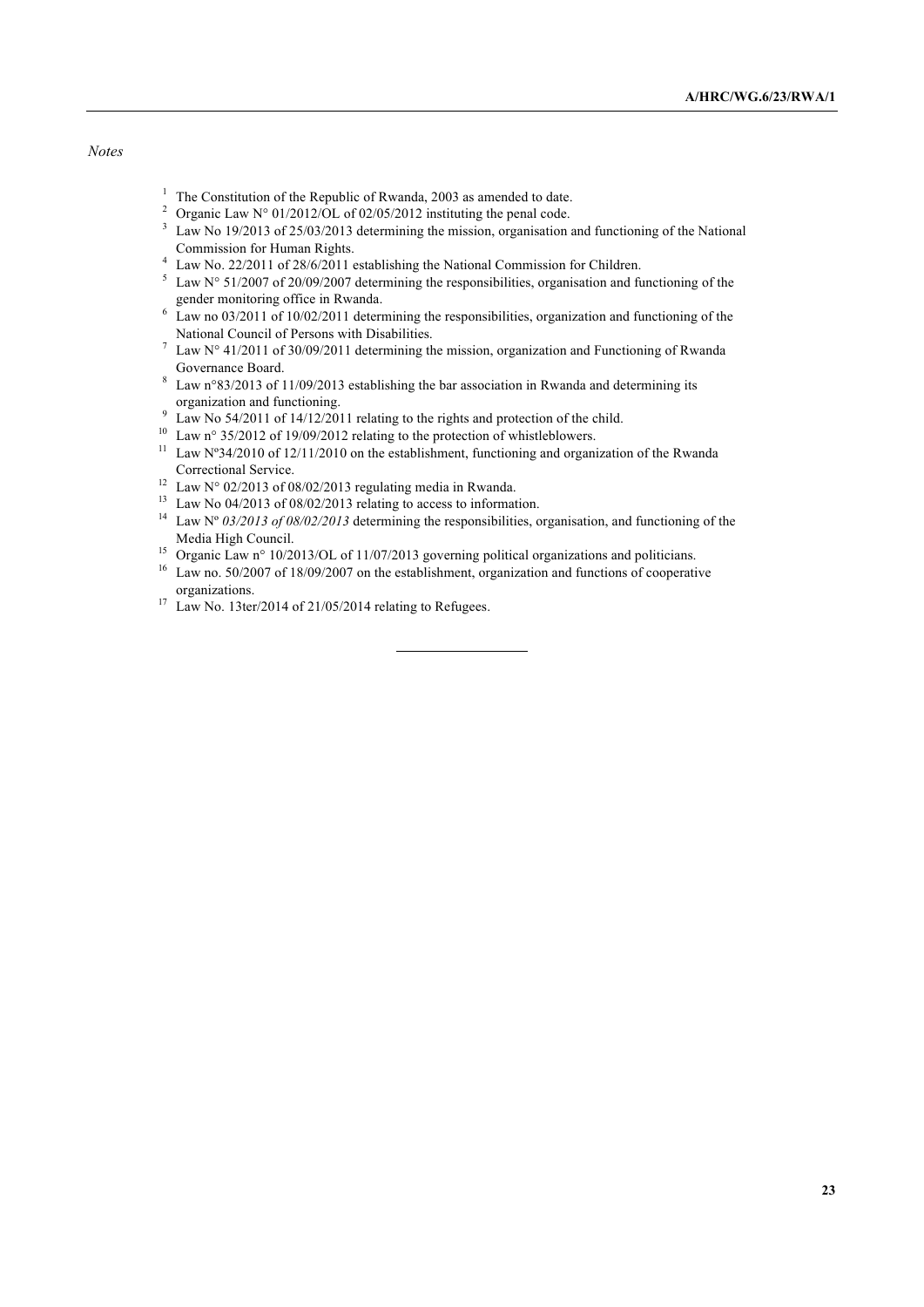*Notes*

1 The Constitution of the Republic of Rwanda, 2003 as amended to date.

2 Organic Law N° 01/2012/OL of 02/05/2012 instituting the penal code.

3 Law No 19/2013 of 25/03/2013 determining the mission, organisation and functioning of the National Commission for Human Rights.

4 Law No. 22/2011 of 28/6/2011 establishing the National Commission for Children.

5 Law N° 51/2007 of 20/09/2007 determining the responsibilities, organisation and functioning of the gender monitoring office in Rwanda.

6 Law no 03/2011 of 10/02/2011 determining the responsibilities, organization and functioning of the National Council of Persons with Disabilities.

7 Law N° 41/2011 of 30/09/2011 determining the mission, organization and Functioning of Rwanda Governance Board.

8 Law n°83/2013 of 11/09/2013 establishing the bar association in Rwanda and determining its organization and functioning.

9 Law No 54/2011 of 14/12/2011 relating to the rights and protection of the child.

10 Law n° 35/2012 of 19/09/2012 relating to the protection of whistleblowers.

11 Law Nº34/2010 of 12/11/2010 on the establishment, functioning and organization of the Rwanda Correctional Service.

12 Law N° 02/2013 of 08/02/2013 regulating media in Rwanda.

13 Law No 04/2013 of 08/02/2013 relating to access to information.

14 Law Nº *03/2013 of 08/02/2013* determining the responsibilities, organisation, and functioning of the Media High Council.

15 Organic Law n° 10/2013/OL of 11/07/2013 governing political organizations and politicians.

16 Law no. 50/2007 of 18/09/2007 on the establishment, organization and functions of cooperative organizations.

17 Law No. 13ter/2014 of 21/05/2014 relating to Refugees.